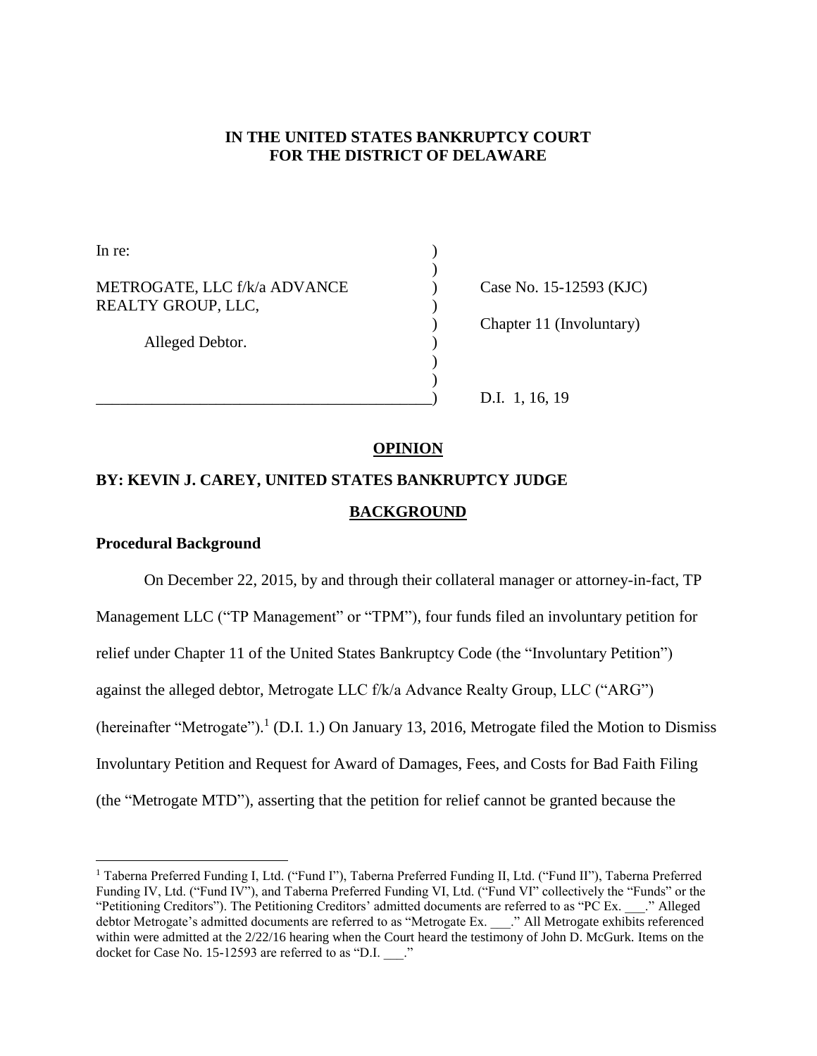**IN THE UNITED STATES BANKRUPTCY COURT**
**FOR THE DISTRICT OF DELAWARE**

| | | |
|---|---|---|
| In re: | ) | |
| | ) | |
| METROGATE, LLC f/k/a ADVANCE REALTY GROUP, LLC, | ) | Case No. 15-12593 (KJC) |
| | ) | Chapter 11 (Involuntary) |
| Alleged Debtor. | ) | |
| | ) | |
| | ) | |
| | ) | D.I. 1, 16, 19 |

## OPINION

### BY: KEVIN J. CAREY, UNITED STATES BANKRUPTCY JUDGE

## BACKGROUND

### Procedural Background

On December 22, 2015, by and through their collateral manager or attorney-in-fact, TP Management LLC ("TP Management" or "TPM"), four funds filed an involuntary petition for relief under Chapter 11 of the United States Bankruptcy Code (the "Involuntary Petition") against the alleged debtor, Metrogate LLC f/k/a Advance Realty Group, LLC ("ARG") (hereinafter "Metrogate").[1] (D.I. 1.) On January 13, 2016, Metrogate filed the Motion to Dismiss Involuntary Petition and Request for Award of Damages, Fees, and Costs for Bad Faith Filing (the "Metrogate MTD"), asserting that the petition for relief cannot be granted because the

[1] Taberna Preferred Funding I, Ltd. ("Fund I"), Taberna Preferred Funding II, Ltd. ("Fund II"), Taberna Preferred Funding IV, Ltd. ("Fund IV"), and Taberna Preferred Funding VI, Ltd. ("Fund VI" collectively the "Funds" or the "Petitioning Creditors"). The Petitioning Creditors' admitted documents are referred to as "PC Ex. ___." Alleged debtor Metrogate's admitted documents are referred to as "Metrogate Ex. ___." All Metrogate exhibits referenced within were admitted at the 2/22/16 hearing when the Court heard the testimony of John D. McGurk. Items on the docket for Case No. 15-12593 are referred to as "D.I. ___."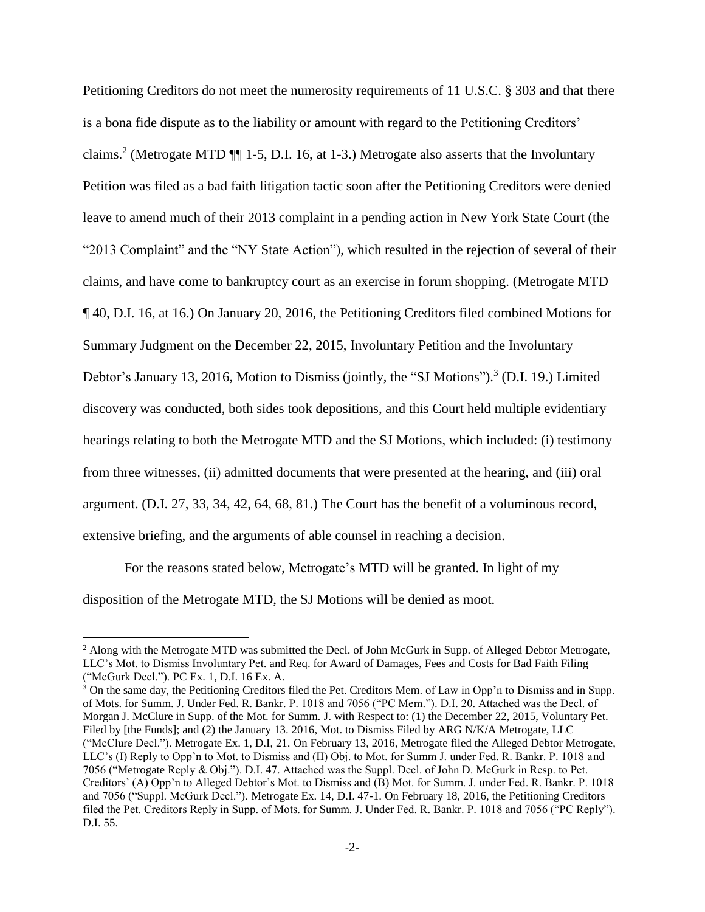Petitioning Creditors do not meet the numerosity requirements of 11 U.S.C. § 303 and that there is a bona fide dispute as to the liability or amount with regard to the Petitioning Creditors' claims.[2] (Metrogate MTD ¶¶ 1-5, D.I. 16, at 1-3.) Metrogate also asserts that the Involuntary Petition was filed as a bad faith litigation tactic soon after the Petitioning Creditors were denied leave to amend much of their 2013 complaint in a pending action in New York State Court (the "2013 Complaint" and the "NY State Action"), which resulted in the rejection of several of their claims, and have come to bankruptcy court as an exercise in forum shopping. (Metrogate MTD ¶ 40, D.I. 16, at 16.) On January 20, 2016, the Petitioning Creditors filed combined Motions for Summary Judgment on the December 22, 2015, Involuntary Petition and the Involuntary Debtor's January 13, 2016, Motion to Dismiss (jointly, the "SJ Motions").[3] (D.I. 19.) Limited discovery was conducted, both sides took depositions, and this Court held multiple evidentiary hearings relating to both the Metrogate MTD and the SJ Motions, which included: (i) testimony from three witnesses, (ii) admitted documents that were presented at the hearing, and (iii) oral argument. (D.I. 27, 33, 34, 42, 64, 68, 81.) The Court has the benefit of a voluminous record, extensive briefing, and the arguments of able counsel in reaching a decision.

For the reasons stated below, Metrogate's MTD will be granted. In light of my disposition of the Metrogate MTD, the SJ Motions will be denied as moot.

---

[2] Along with the Metrogate MTD was submitted the Decl. of John McGurk in Supp. of Alleged Debtor Metrogate, LLC's Mot. to Dismiss Involuntary Pet. and Req. for Award of Damages, Fees and Costs for Bad Faith Filing ("McGurk Decl."). PC Ex. 1, D.I. 16 Ex. A.

[3] On the same day, the Petitioning Creditors filed the Pet. Creditors Mem. of Law in Opp'n to Dismiss and in Supp. of Mots. for Summ. J. Under Fed. R. Bankr. P. 1018 and 7056 ("PC Mem."). D.I. 20. Attached was the Decl. of Morgan J. McClure in Supp. of the Mot. for Summ. J. with Respect to: (1) the December 22, 2015, Voluntary Pet. Filed by [the Funds]; and (2) the January 13. 2016, Mot. to Dismiss Filed by ARG N/K/A Metrogate, LLC ("McClure Decl."). Metrogate Ex. 1, D.I, 21. On February 13, 2016, Metrogate filed the Alleged Debtor Metrogate, LLC's (I) Reply to Opp'n to Mot. to Dismiss and (II) Obj. to Mot. for Summ J. under Fed. R. Bankr. P. 1018 and 7056 ("Metrogate Reply & Obj."). D.I. 47. Attached was the Suppl. Decl. of John D. McGurk in Resp. to Pet. Creditors' (A) Opp'n to Alleged Debtor's Mot. to Dismiss and (B) Mot. for Summ. J. under Fed. R. Bankr. P. 1018 and 7056 ("Suppl. McGurk Decl."). Metrogate Ex. 14, D.I. 47-1. On February 18, 2016, the Petitioning Creditors filed the Pet. Creditors Reply in Supp. of Mots. for Summ. J. Under Fed. R. Bankr. P. 1018 and 7056 ("PC Reply"). D.I. 55.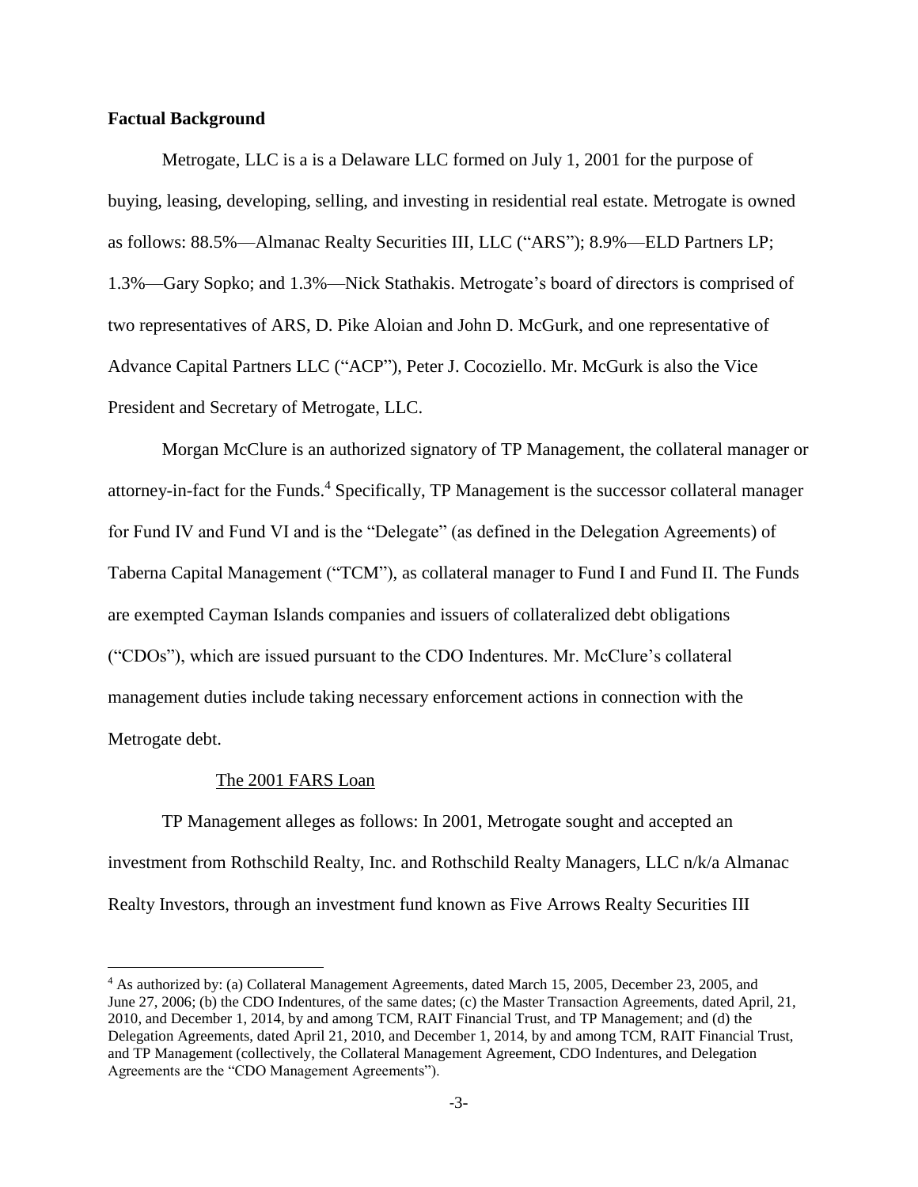**Factual Background**

Metrogate, LLC is a is a Delaware LLC formed on July 1, 2001 for the purpose of buying, leasing, developing, selling, and investing in residential real estate. Metrogate is owned as follows: 88.5%—Almanac Realty Securities III, LLC ("ARS"); 8.9%—ELD Partners LP; 1.3%—Gary Sopko; and 1.3%—Nick Stathakis. Metrogate's board of directors is comprised of two representatives of ARS, D. Pike Aloian and John D. McGurk, and one representative of Advance Capital Partners LLC ("ACP"), Peter J. Cocoziello. Mr. McGurk is also the Vice President and Secretary of Metrogate, LLC.

Morgan McClure is an authorized signatory of TP Management, the collateral manager or attorney-in-fact for the Funds.[4] Specifically, TP Management is the successor collateral manager for Fund IV and Fund VI and is the "Delegate" (as defined in the Delegation Agreements) of Taberna Capital Management ("TCM"), as collateral manager to Fund I and Fund II. The Funds are exempted Cayman Islands companies and issuers of collateralized debt obligations ("CDOs"), which are issued pursuant to the CDO Indentures. Mr. McClure's collateral management duties include taking necessary enforcement actions in connection with the Metrogate debt.

The 2001 FARS Loan

TP Management alleges as follows: In 2001, Metrogate sought and accepted an investment from Rothschild Realty, Inc. and Rothschild Realty Managers, LLC n/k/a Almanac Realty Investors, through an investment fund known as Five Arrows Realty Securities III

[4] As authorized by: (a) Collateral Management Agreements, dated March 15, 2005, December 23, 2005, and June 27, 2006; (b) the CDO Indentures, of the same dates; (c) the Master Transaction Agreements, dated April, 21, 2010, and December 1, 2014, by and among TCM, RAIT Financial Trust, and TP Management; and (d) the Delegation Agreements, dated April 21, 2010, and December 1, 2014, by and among TCM, RAIT Financial Trust, and TP Management (collectively, the Collateral Management Agreement, CDO Indentures, and Delegation Agreements are the "CDO Management Agreements").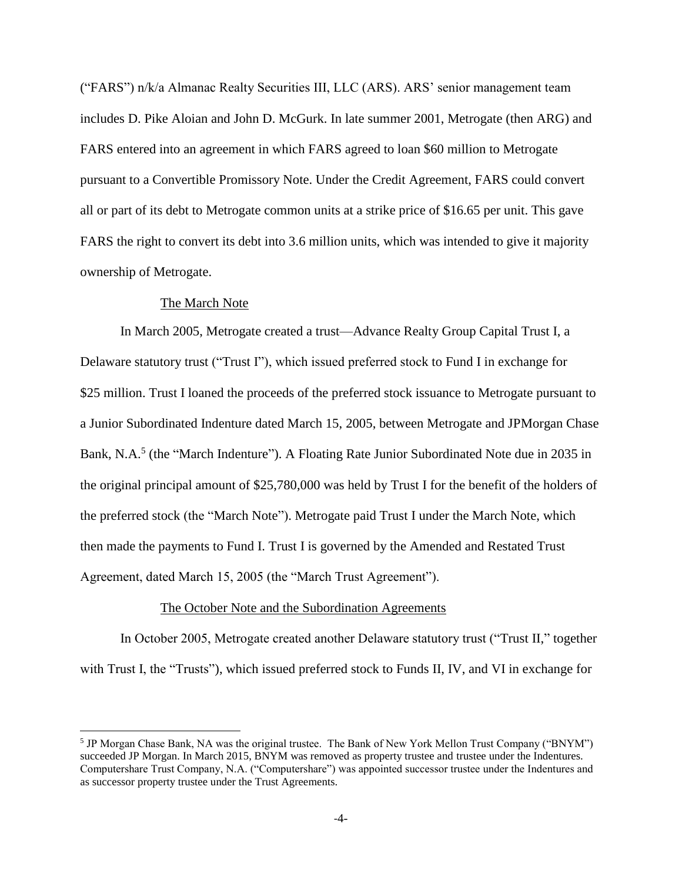("FARS") n/k/a Almanac Realty Securities III, LLC (ARS). ARS' senior management team includes D. Pike Aloian and John D. McGurk. In late summer 2001, Metrogate (then ARG) and FARS entered into an agreement in which FARS agreed to loan \$60 million to Metrogate pursuant to a Convertible Promissory Note. Under the Credit Agreement, FARS could convert all or part of its debt to Metrogate common units at a strike price of \$16.65 per unit. This gave FARS the right to convert its debt into 3.6 million units, which was intended to give it majority ownership of Metrogate.

The March Note

In March 2005, Metrogate created a trust—Advance Realty Group Capital Trust I, a Delaware statutory trust ("Trust I"), which issued preferred stock to Fund I in exchange for \$25 million. Trust I loaned the proceeds of the preferred stock issuance to Metrogate pursuant to a Junior Subordinated Indenture dated March 15, 2005, between Metrogate and JPMorgan Chase Bank, N.A.[5] (the "March Indenture"). A Floating Rate Junior Subordinated Note due in 2035 in the original principal amount of \$25,780,000 was held by Trust I for the benefit of the holders of the preferred stock (the "March Note"). Metrogate paid Trust I under the March Note, which then made the payments to Fund I. Trust I is governed by the Amended and Restated Trust Agreement, dated March 15, 2005 (the "March Trust Agreement").

The October Note and the Subordination Agreements

In October 2005, Metrogate created another Delaware statutory trust ("Trust II," together with Trust I, the "Trusts"), which issued preferred stock to Funds II, IV, and VI in exchange for

[5] JP Morgan Chase Bank, NA was the original trustee. The Bank of New York Mellon Trust Company ("BNYM") succeeded JP Morgan. In March 2015, BNYM was removed as property trustee and trustee under the Indentures. Computershare Trust Company, N.A. ("Computershare") was appointed successor trustee under the Indentures and as successor property trustee under the Trust Agreements.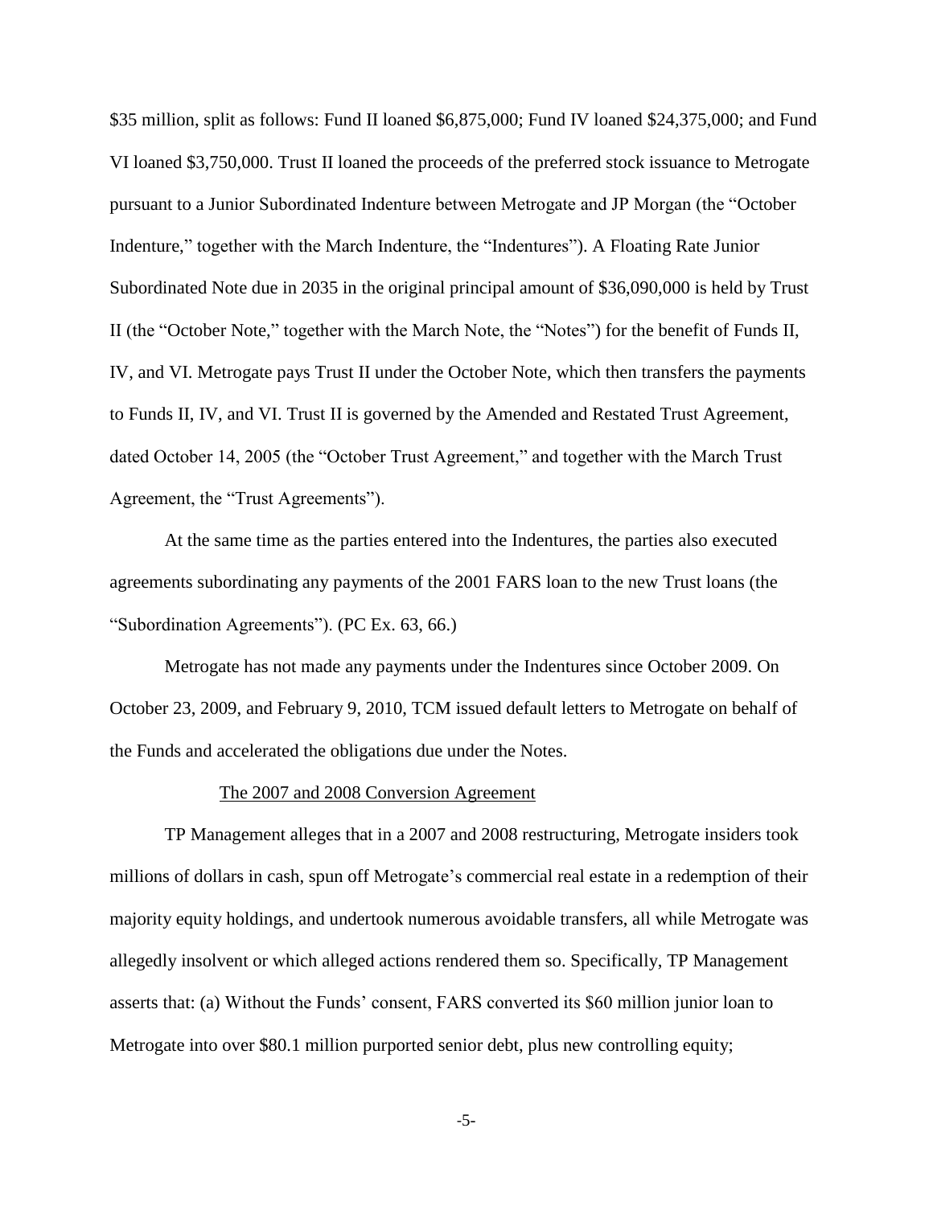$35 million, split as follows: Fund II loaned $6,875,000; Fund IV loaned $24,375,000; and Fund VI loaned $3,750,000. Trust II loaned the proceeds of the preferred stock issuance to Metrogate pursuant to a Junior Subordinated Indenture between Metrogate and JP Morgan (the "October Indenture," together with the March Indenture, the "Indentures"). A Floating Rate Junior Subordinated Note due in 2035 in the original principal amount of $36,090,000 is held by Trust II (the "October Note," together with the March Note, the "Notes") for the benefit of Funds II, IV, and VI. Metrogate pays Trust II under the October Note, which then transfers the payments to Funds II, IV, and VI. Trust II is governed by the Amended and Restated Trust Agreement, dated October 14, 2005 (the "October Trust Agreement," and together with the March Trust Agreement, the "Trust Agreements").

At the same time as the parties entered into the Indentures, the parties also executed agreements subordinating any payments of the 2001 FARS loan to the new Trust loans (the "Subordination Agreements"). (PC Ex. 63, 66.)

Metrogate has not made any payments under the Indentures since October 2009. On October 23, 2009, and February 9, 2010, TCM issued default letters to Metrogate on behalf of the Funds and accelerated the obligations due under the Notes.

### The 2007 and 2008 Conversion Agreement

TP Management alleges that in a 2007 and 2008 restructuring, Metrogate insiders took millions of dollars in cash, spun off Metrogate's commercial real estate in a redemption of their majority equity holdings, and undertook numerous avoidable transfers, all while Metrogate was allegedly insolvent or which alleged actions rendered them so. Specifically, TP Management asserts that: (a) Without the Funds' consent, FARS converted its $60 million junior loan to Metrogate into over $80.1 million purported senior debt, plus new controlling equity;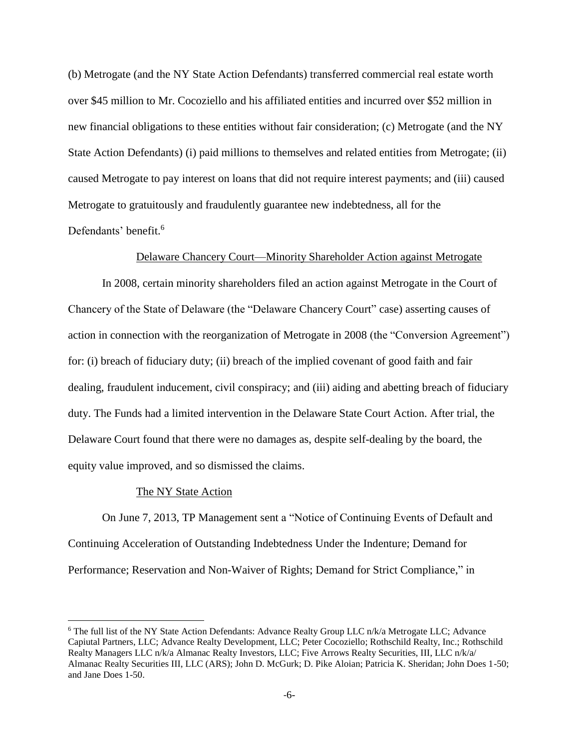(b) Metrogate (and the NY State Action Defendants) transferred commercial real estate worth over $45 million to Mr. Cocoziello and his affiliated entities and incurred over $52 million in new financial obligations to these entities without fair consideration; (c) Metrogate (and the NY State Action Defendants) (i) paid millions to themselves and related entities from Metrogate; (ii) caused Metrogate to pay interest on loans that did not require interest payments; and (iii) caused Metrogate to gratuitously and fraudulently guarantee new indebtedness, all for the Defendants' benefit.[6]

<u>Delaware Chancery Court—Minority Shareholder Action against Metrogate</u>

In 2008, certain minority shareholders filed an action against Metrogate in the Court of Chancery of the State of Delaware (the "Delaware Chancery Court" case) asserting causes of action in connection with the reorganization of Metrogate in 2008 (the "Conversion Agreement") for: (i) breach of fiduciary duty; (ii) breach of the implied covenant of good faith and fair dealing, fraudulent inducement, civil conspiracy; and (iii) aiding and abetting breach of fiduciary duty. The Funds had a limited intervention in the Delaware State Court Action. After trial, the Delaware Court found that there were no damages as, despite self-dealing by the board, the equity value improved, and so dismissed the claims.

<u>The NY State Action</u>

On June 7, 2013, TP Management sent a "Notice of Continuing Events of Default and Continuing Acceleration of Outstanding Indebtedness Under the Indenture; Demand for Performance; Reservation and Non-Waiver of Rights; Demand for Strict Compliance," in

[6] The full list of the NY State Action Defendants: Advance Realty Group LLC n/k/a Metrogate LLC; Advance Capiutal Partners, LLC; Advance Realty Development, LLC; Peter Cocoziello; Rothschild Realty, Inc.; Rothschild Realty Managers LLC n/k/a Almanac Realty Investors, LLC; Five Arrows Realty Securities, III, LLC n/k/a/ Almanac Realty Securities III, LLC (ARS); John D. McGurk; D. Pike Aloian; Patricia K. Sheridan; John Does 1-50; and Jane Does 1-50.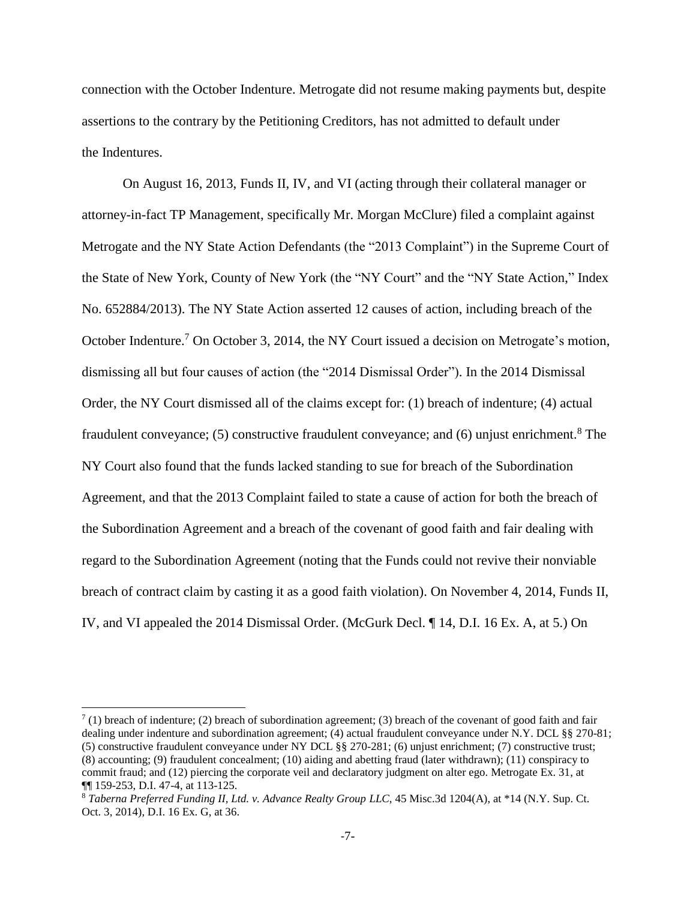connection with the October Indenture. Metrogate did not resume making payments but, despite assertions to the contrary by the Petitioning Creditors, has not admitted to default under the Indentures.

On August 16, 2013, Funds II, IV, and VI (acting through their collateral manager or attorney-in-fact TP Management, specifically Mr. Morgan McClure) filed a complaint against Metrogate and the NY State Action Defendants (the "2013 Complaint") in the Supreme Court of the State of New York, County of New York (the "NY Court" and the "NY State Action," Index No. 652884/2013). The NY State Action asserted 12 causes of action, including breach of the October Indenture.[7] On October 3, 2014, the NY Court issued a decision on Metrogate's motion, dismissing all but four causes of action (the "2014 Dismissal Order"). In the 2014 Dismissal Order, the NY Court dismissed all of the claims except for: (1) breach of indenture; (4) actual fraudulent conveyance; (5) constructive fraudulent conveyance; and (6) unjust enrichment.[8] The NY Court also found that the funds lacked standing to sue for breach of the Subordination Agreement, and that the 2013 Complaint failed to state a cause of action for both the breach of the Subordination Agreement and a breach of the covenant of good faith and fair dealing with regard to the Subordination Agreement (noting that the Funds could not revive their nonviable breach of contract claim by casting it as a good faith violation). On November 4, 2014, Funds II, IV, and VI appealed the 2014 Dismissal Order. (McGurk Decl. ¶ 14, D.I. 16 Ex. A, at 5.) On

---

[7] (1) breach of indenture; (2) breach of subordination agreement; (3) breach of the covenant of good faith and fair dealing under indenture and subordination agreement; (4) actual fraudulent conveyance under N.Y. DCL §§ 270-81; (5) constructive fraudulent conveyance under NY DCL §§ 270-281; (6) unjust enrichment; (7) constructive trust; (8) accounting; (9) fraudulent concealment; (10) aiding and abetting fraud (later withdrawn); (11) conspiracy to commit fraud; and (12) piercing the corporate veil and declaratory judgment on alter ego. Metrogate Ex. 31, at ¶¶ 159-253, D.I. 47-4, at 113-125.

[8] *Taberna Preferred Funding II, Ltd. v. Advance Realty Group LLC*, 45 Misc.3d 1204(A), at *14 (N.Y. Sup. Ct. Oct. 3, 2014), D.I. 16 Ex. G, at 36.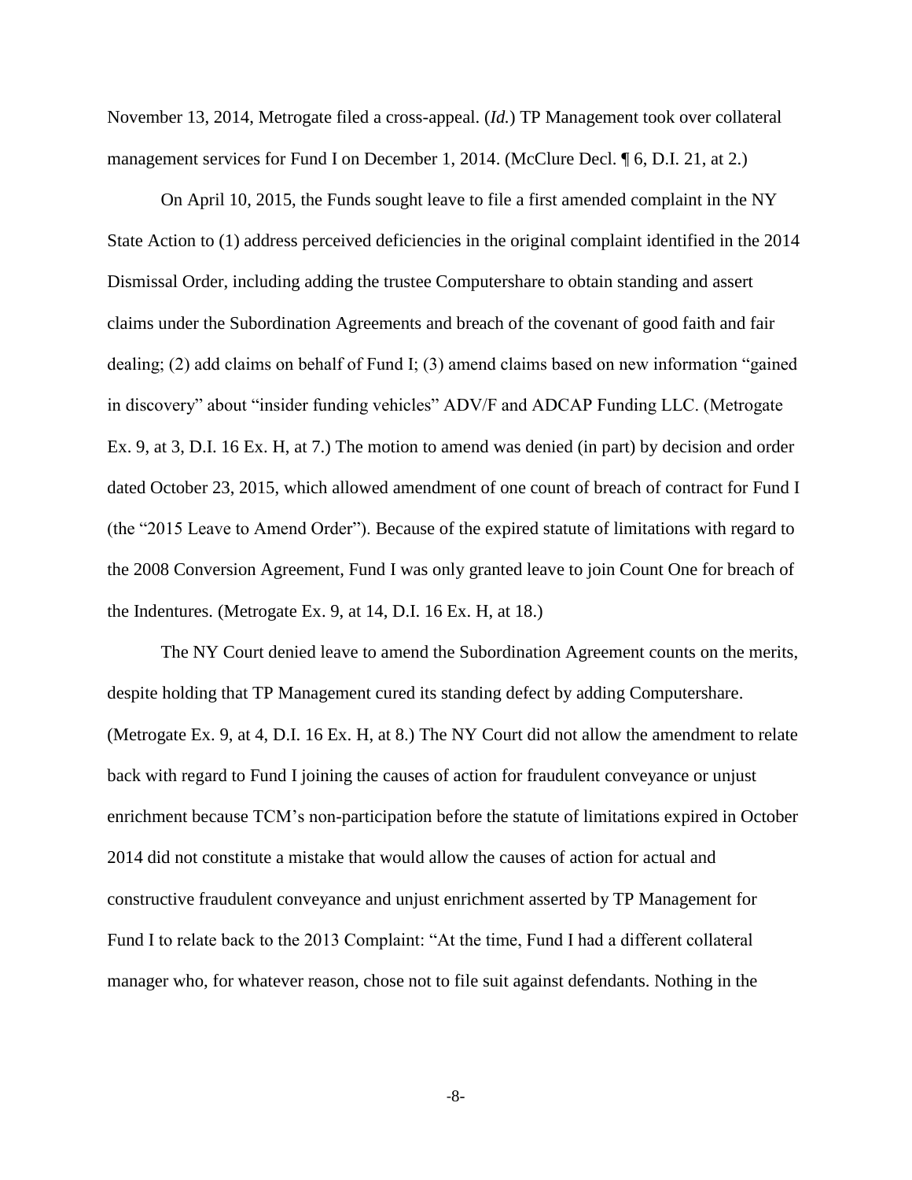November 13, 2014, Metrogate filed a cross-appeal. (*Id.*) TP Management took over collateral management services for Fund I on December 1, 2014. (McClure Decl. ¶ 6, D.I. 21, at 2.)

On April 10, 2015, the Funds sought leave to file a first amended complaint in the NY State Action to (1) address perceived deficiencies in the original complaint identified in the 2014 Dismissal Order, including adding the trustee Computershare to obtain standing and assert claims under the Subordination Agreements and breach of the covenant of good faith and fair dealing; (2) add claims on behalf of Fund I; (3) amend claims based on new information "gained in discovery" about "insider funding vehicles" ADV/F and ADCAP Funding LLC. (Metrogate Ex. 9, at 3, D.I. 16 Ex. H, at 7.) The motion to amend was denied (in part) by decision and order dated October 23, 2015, which allowed amendment of one count of breach of contract for Fund I (the "2015 Leave to Amend Order"). Because of the expired statute of limitations with regard to the 2008 Conversion Agreement, Fund I was only granted leave to join Count One for breach of the Indentures. (Metrogate Ex. 9, at 14, D.I. 16 Ex. H, at 18.)

The NY Court denied leave to amend the Subordination Agreement counts on the merits, despite holding that TP Management cured its standing defect by adding Computershare. (Metrogate Ex. 9, at 4, D.I. 16 Ex. H, at 8.) The NY Court did not allow the amendment to relate back with regard to Fund I joining the causes of action for fraudulent conveyance or unjust enrichment because TCM's non-participation before the statute of limitations expired in October 2014 did not constitute a mistake that would allow the causes of action for actual and constructive fraudulent conveyance and unjust enrichment asserted by TP Management for Fund I to relate back to the 2013 Complaint: "At the time, Fund I had a different collateral manager who, for whatever reason, chose not to file suit against defendants. Nothing in the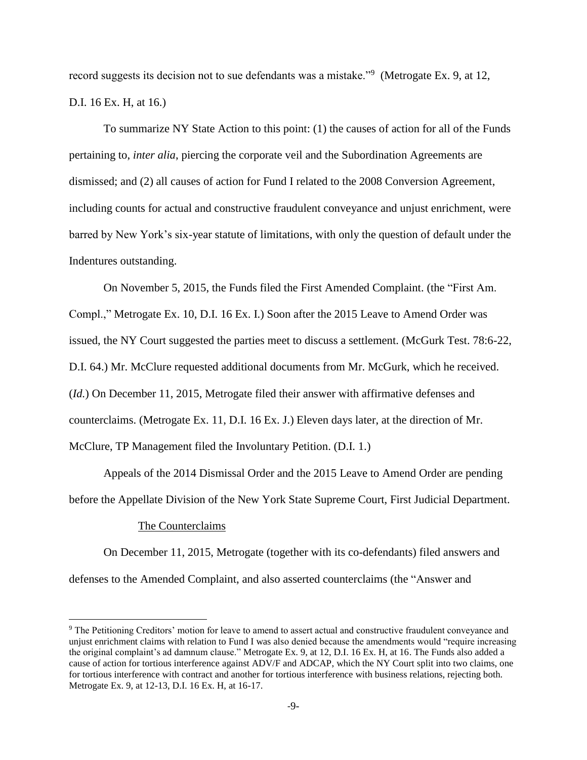record suggests its decision not to sue defendants was a mistake."[9] (Metrogate Ex. 9, at 12, D.I. 16 Ex. H, at 16.)

To summarize NY State Action to this point: (1) the causes of action for all of the Funds pertaining to, *inter alia*, piercing the corporate veil and the Subordination Agreements are dismissed; and (2) all causes of action for Fund I related to the 2008 Conversion Agreement, including counts for actual and constructive fraudulent conveyance and unjust enrichment, were barred by New York's six-year statute of limitations, with only the question of default under the Indentures outstanding.

On November 5, 2015, the Funds filed the First Amended Complaint. (the "First Am. Compl.," Metrogate Ex. 10, D.I. 16 Ex. I.) Soon after the 2015 Leave to Amend Order was issued, the NY Court suggested the parties meet to discuss a settlement. (McGurk Test. 78:6-22, D.I. 64.) Mr. McClure requested additional documents from Mr. McGurk, which he received. (*Id.*) On December 11, 2015, Metrogate filed their answer with affirmative defenses and counterclaims. (Metrogate Ex. 11, D.I. 16 Ex. J.) Eleven days later, at the direction of Mr. McClure, TP Management filed the Involuntary Petition. (D.I. 1.)

Appeals of the 2014 Dismissal Order and the 2015 Leave to Amend Order are pending before the Appellate Division of the New York State Supreme Court, First Judicial Department.

<u>The Counterclaims</u>

On December 11, 2015, Metrogate (together with its co-defendants) filed answers and defenses to the Amended Complaint, and also asserted counterclaims (the "Answer and

---

[9] The Petitioning Creditors' motion for leave to amend to assert actual and constructive fraudulent conveyance and unjust enrichment claims with relation to Fund I was also denied because the amendments would "require increasing the original complaint's ad damnum clause." Metrogate Ex. 9, at 12, D.I. 16 Ex. H, at 16. The Funds also added a cause of action for tortious interference against ADV/F and ADCAP, which the NY Court split into two claims, one for tortious interference with contract and another for tortious interference with business relations, rejecting both. Metrogate Ex. 9, at 12-13, D.I. 16 Ex. H, at 16-17.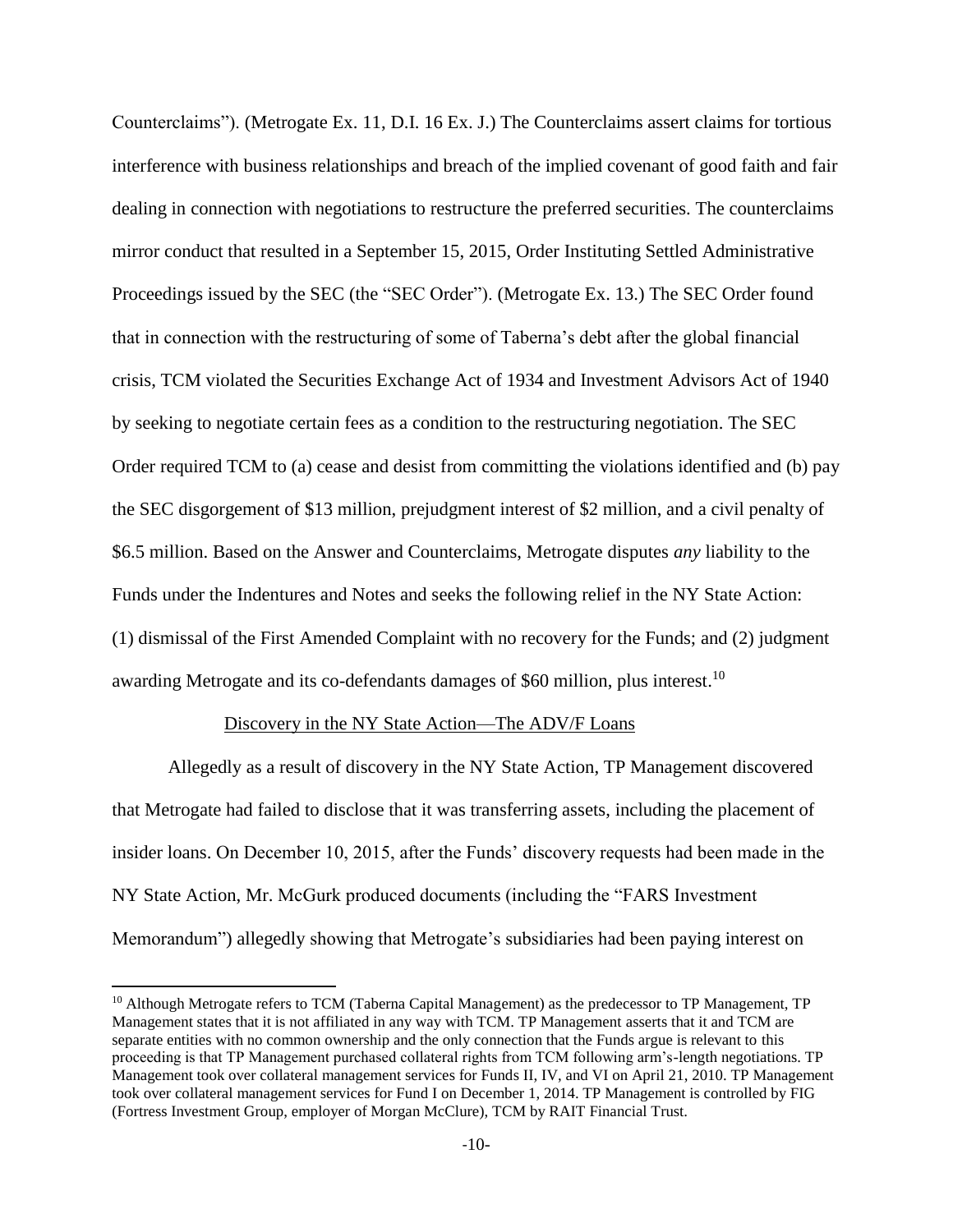Counterclaims"). (Metrogate Ex. 11, D.I. 16 Ex. J.) The Counterclaims assert claims for tortious interference with business relationships and breach of the implied covenant of good faith and fair dealing in connection with negotiations to restructure the preferred securities. The counterclaims mirror conduct that resulted in a September 15, 2015, Order Instituting Settled Administrative Proceedings issued by the SEC (the "SEC Order"). (Metrogate Ex. 13.) The SEC Order found that in connection with the restructuring of some of Taberna's debt after the global financial crisis, TCM violated the Securities Exchange Act of 1934 and Investment Advisors Act of 1940 by seeking to negotiate certain fees as a condition to the restructuring negotiation. The SEC Order required TCM to (a) cease and desist from committing the violations identified and (b) pay the SEC disgorgement of $13 million, prejudgment interest of $2 million, and a civil penalty of $6.5 million. Based on the Answer and Counterclaims, Metrogate disputes *any* liability to the Funds under the Indentures and Notes and seeks the following relief in the NY State Action: (1) dismissal of the First Amended Complaint with no recovery for the Funds; and (2) judgment awarding Metrogate and its co-defendants damages of $60 million, plus interest.[10]

<u>Discovery in the NY State Action—The ADV/F Loans</u>

Allegedly as a result of discovery in the NY State Action, TP Management discovered that Metrogate had failed to disclose that it was transferring assets, including the placement of insider loans. On December 10, 2015, after the Funds' discovery requests had been made in the NY State Action, Mr. McGurk produced documents (including the "FARS Investment Memorandum") allegedly showing that Metrogate's subsidiaries had been paying interest on

[10] Although Metrogate refers to TCM (Taberna Capital Management) as the predecessor to TP Management, TP Management states that it is not affiliated in any way with TCM. TP Management asserts that it and TCM are separate entities with no common ownership and the only connection that the Funds argue is relevant to this proceeding is that TP Management purchased collateral rights from TCM following arm's-length negotiations. TP Management took over collateral management services for Funds II, IV, and VI on April 21, 2010. TP Management took over collateral management services for Fund I on December 1, 2014. TP Management is controlled by FIG (Fortress Investment Group, employer of Morgan McClure), TCM by RAIT Financial Trust.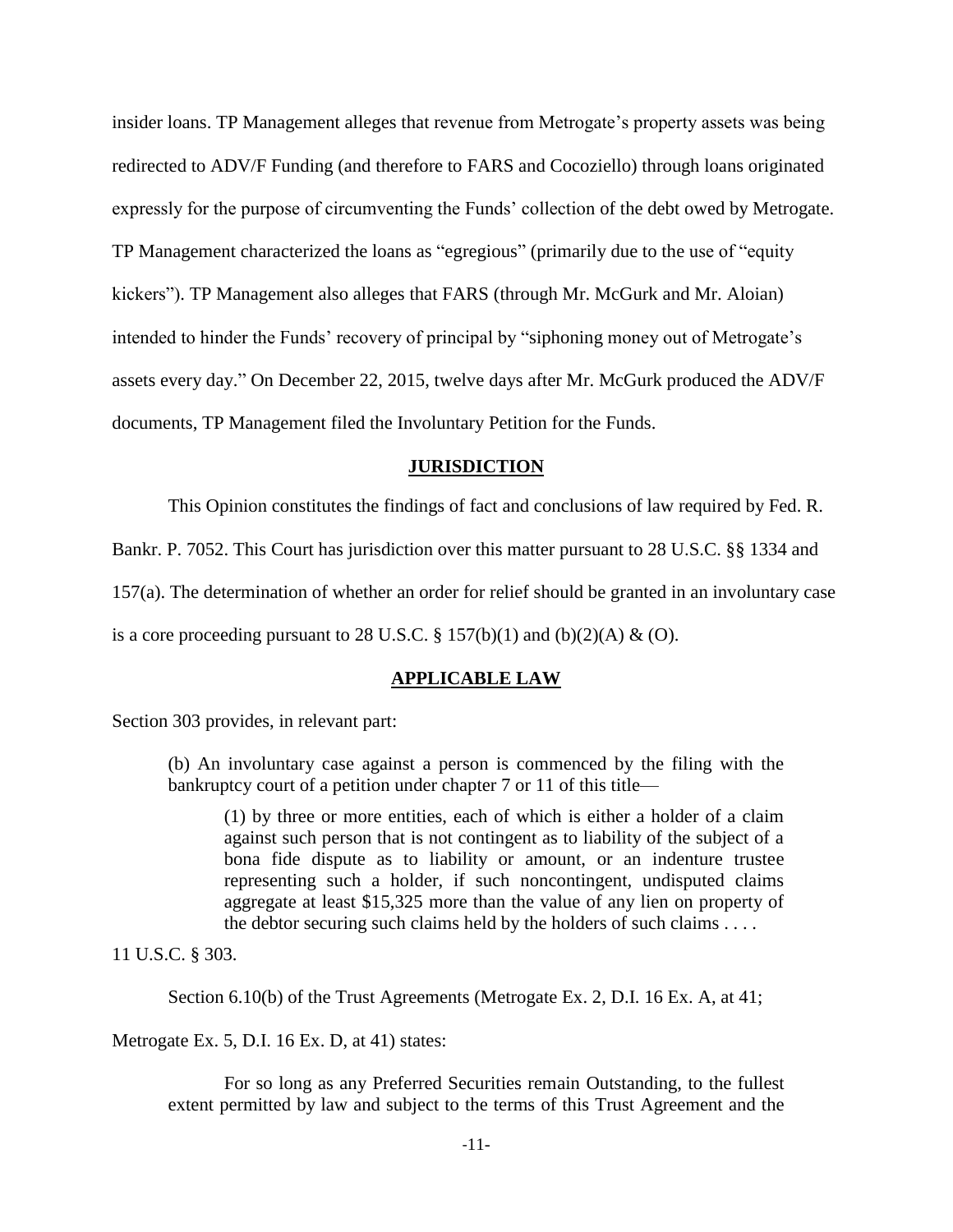insider loans. TP Management alleges that revenue from Metrogate's property assets was being redirected to ADV/F Funding (and therefore to FARS and Cocoziello) through loans originated expressly for the purpose of circumventing the Funds' collection of the debt owed by Metrogate. TP Management characterized the loans as "egregious" (primarily due to the use of "equity kickers"). TP Management also alleges that FARS (through Mr. McGurk and Mr. Aloian) intended to hinder the Funds' recovery of principal by "siphoning money out of Metrogate's assets every day." On December 22, 2015, twelve days after Mr. McGurk produced the ADV/F documents, TP Management filed the Involuntary Petition for the Funds.

## JURISDICTION

This Opinion constitutes the findings of fact and conclusions of law required by Fed. R. Bankr. P. 7052. This Court has jurisdiction over this matter pursuant to 28 U.S.C. §§ 1334 and 157(a). The determination of whether an order for relief should be granted in an involuntary case is a core proceeding pursuant to 28 U.S.C. § 157(b)(1) and (b)(2)(A) & (O).

## APPLICABLE LAW

Section 303 provides, in relevant part:

> (b) An involuntary case against a person is commenced by the filing with the bankruptcy court of a petition under chapter 7 or 11 of this title—
>
> > (1) by three or more entities, each of which is either a holder of a claim against such person that is not contingent as to liability of the subject of a bona fide dispute as to liability or amount, or an indenture trustee representing such a holder, if such noncontingent, undisputed claims aggregate at least $15,325 more than the value of any lien on property of the debtor securing such claims held by the holders of such claims . . . .

11 U.S.C. § 303.

Section 6.10(b) of the Trust Agreements (Metrogate Ex. 2, D.I. 16 Ex. A, at 41; Metrogate Ex. 5, D.I. 16 Ex. D, at 41) states:

> For so long as any Preferred Securities remain Outstanding, to the fullest extent permitted by law and subject to the terms of this Trust Agreement and the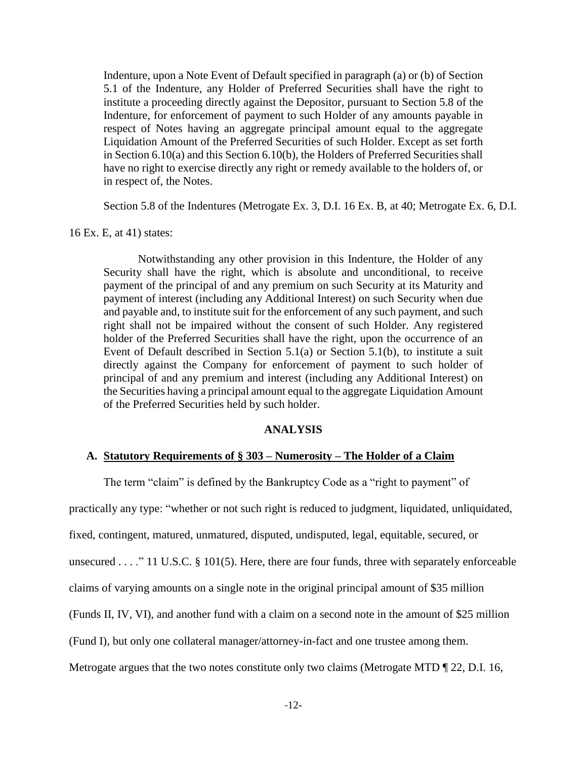> Indenture, upon a Note Event of Default specified in paragraph (a) or (b) of Section 5.1 of the Indenture, any Holder of Preferred Securities shall have the right to institute a proceeding directly against the Depositor, pursuant to Section 5.8 of the Indenture, for enforcement of payment to such Holder of any amounts payable in respect of Notes having an aggregate principal amount equal to the aggregate Liquidation Amount of the Preferred Securities of such Holder. Except as set forth in Section 6.10(a) and this Section 6.10(b), the Holders of Preferred Securities shall have no right to exercise directly any right or remedy available to the holders of, or in respect of, the Notes.

Section 5.8 of the Indentures (Metrogate Ex. 3, D.I. 16 Ex. B, at 40; Metrogate Ex. 6, D.I. 16 Ex. E, at 41) states:

> Notwithstanding any other provision in this Indenture, the Holder of any Security shall have the right, which is absolute and unconditional, to receive payment of the principal of and any premium on such Security at its Maturity and payment of interest (including any Additional Interest) on such Security when due and payable and, to institute suit for the enforcement of any such payment, and such right shall not be impaired without the consent of such Holder. Any registered holder of the Preferred Securities shall have the right, upon the occurrence of an Event of Default described in Section 5.1(a) or Section 5.1(b), to institute a suit directly against the Company for enforcement of payment to such holder of principal of and any premium and interest (including any Additional Interest) on the Securities having a principal amount equal to the aggregate Liquidation Amount of the Preferred Securities held by such holder.

## ANALYSIS

### A. Statutory Requirements of § 303 – Numerosity – The Holder of a Claim

The term "claim" is defined by the Bankruptcy Code as a "right to payment" of practically any type: "whether or not such right is reduced to judgment, liquidated, unliquidated, fixed, contingent, matured, unmatured, disputed, undisputed, legal, equitable, secured, or unsecured . . . ." 11 U.S.C. § 101(5). Here, there are four funds, three with separately enforceable claims of varying amounts on a single note in the original principal amount of $35 million (Funds II, IV, VI), and another fund with a claim on a second note in the amount of $25 million (Fund I), but only one collateral manager/attorney-in-fact and one trustee among them. Metrogate argues that the two notes constitute only two claims (Metrogate MTD ¶ 22, D.I. 16,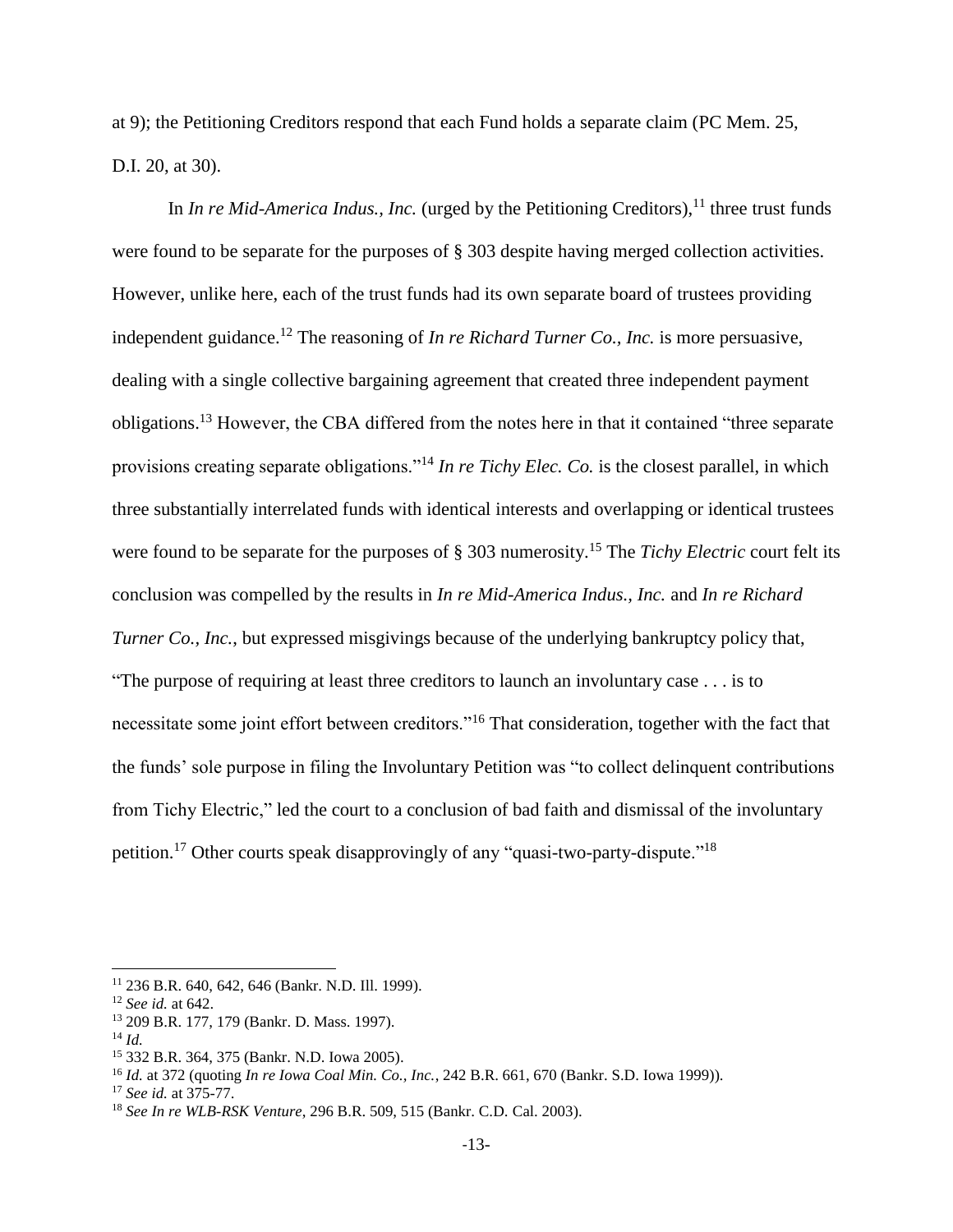at 9); the Petitioning Creditors respond that each Fund holds a separate claim (PC Mem. 25, D.I. 20, at 30).

In *In re Mid-America Indus., Inc.* (urged by the Petitioning Creditors),[11] three trust funds were found to be separate for the purposes of § 303 despite having merged collection activities. However, unlike here, each of the trust funds had its own separate board of trustees providing independent guidance.[12] The reasoning of *In re Richard Turner Co., Inc.* is more persuasive, dealing with a single collective bargaining agreement that created three independent payment obligations.[13] However, the CBA differed from the notes here in that it contained "three separate provisions creating separate obligations."[14] *In re Tichy Elec. Co.* is the closest parallel, in which three substantially interrelated funds with identical interests and overlapping or identical trustees were found to be separate for the purposes of § 303 numerosity.[15] The *Tichy Electric* court felt its conclusion was compelled by the results in *In re Mid-America Indus., Inc.* and *In re Richard Turner Co., Inc.*, but expressed misgivings because of the underlying bankruptcy policy that, "The purpose of requiring at least three creditors to launch an involuntary case . . . is to necessitate some joint effort between creditors."[16] That consideration, together with the fact that the funds' sole purpose in filing the Involuntary Petition was "to collect delinquent contributions from Tichy Electric," led the court to a conclusion of bad faith and dismissal of the involuntary petition.[17] Other courts speak disapprovingly of any "quasi-two-party-dispute."[18]

---

[11] 236 B.R. 640, 642, 646 (Bankr. N.D. Ill. 1999).

[12] *See id.* at 642.

[13] 209 B.R. 177, 179 (Bankr. D. Mass. 1997).

[14] *Id.*

[15] 332 B.R. 364, 375 (Bankr. N.D. Iowa 2005).

[16] *Id.* at 372 (quoting *In re Iowa Coal Min. Co., Inc.*, 242 B.R. 661, 670 (Bankr. S.D. Iowa 1999)).

[17] *See id.* at 375-77.

[18] *See In re WLB-RSK Venture*, 296 B.R. 509, 515 (Bankr. C.D. Cal. 2003).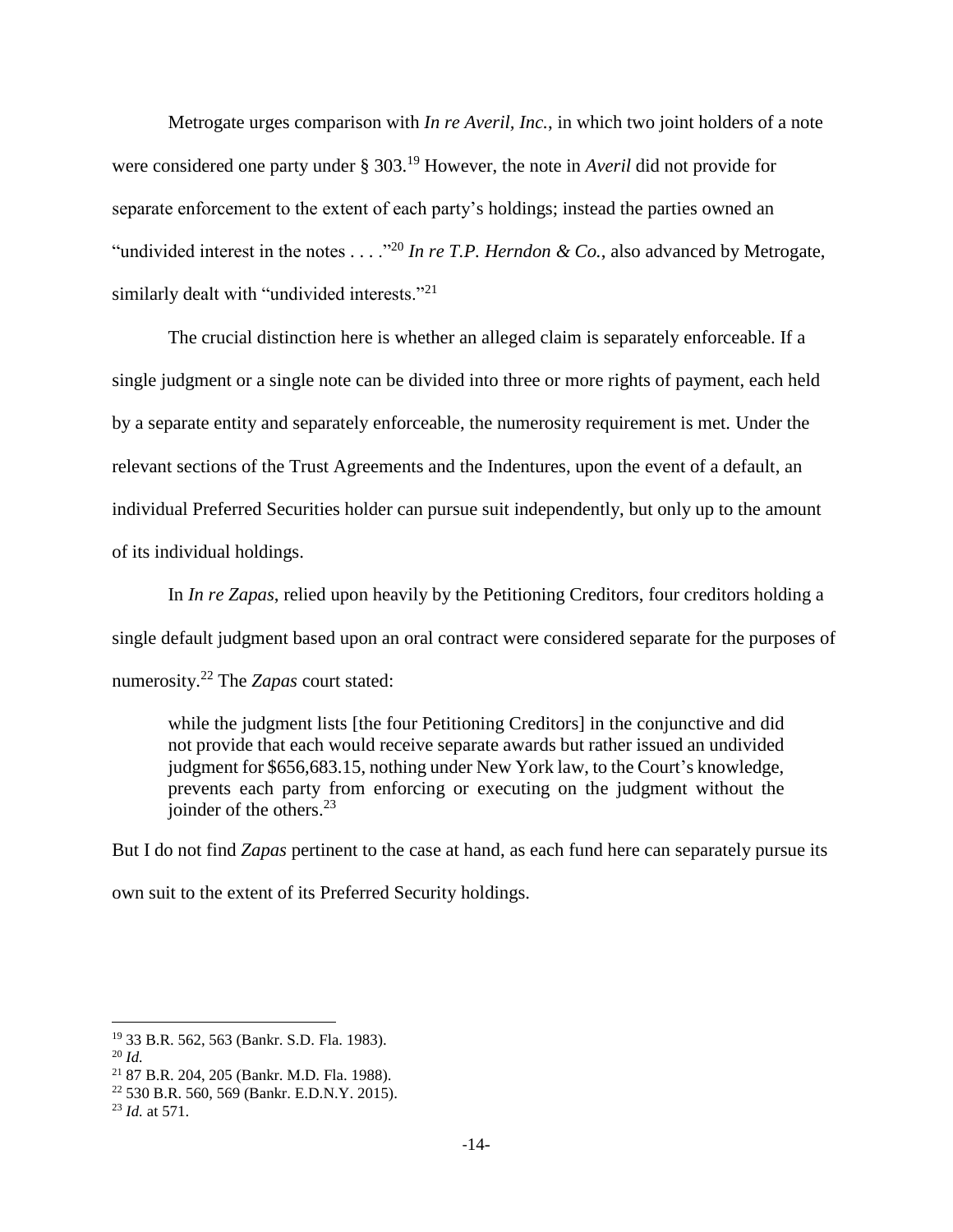Metrogate urges comparison with *In re Averil, Inc.*, in which two joint holders of a note were considered one party under § 303.[19] However, the note in *Averil* did not provide for separate enforcement to the extent of each party's holdings; instead the parties owned an "undivided interest in the notes . . . ."[20] *In re T.P. Herndon & Co.*, also advanced by Metrogate, similarly dealt with "undivided interests."[21]

The crucial distinction here is whether an alleged claim is separately enforceable. If a single judgment or a single note can be divided into three or more rights of payment, each held by a separate entity and separately enforceable, the numerosity requirement is met. Under the relevant sections of the Trust Agreements and the Indentures, upon the event of a default, an individual Preferred Securities holder can pursue suit independently, but only up to the amount of its individual holdings.

In *In re Zapas*, relied upon heavily by the Petitioning Creditors, four creditors holding a single default judgment based upon an oral contract were considered separate for the purposes of numerosity.[22] The *Zapas* court stated:

> while the judgment lists [the four Petitioning Creditors] in the conjunctive and did not provide that each would receive separate awards but rather issued an undivided judgment for $656,683.15, nothing under New York law, to the Court's knowledge, prevents each party from enforcing or executing on the judgment without the joinder of the others.[23]

But I do not find *Zapas* pertinent to the case at hand, as each fund here can separately pursue its own suit to the extent of its Preferred Security holdings.

---

[19] 33 B.R. 562, 563 (Bankr. S.D. Fla. 1983).

[20] *Id.*

[21] 87 B.R. 204, 205 (Bankr. M.D. Fla. 1988).

[22] 530 B.R. 560, 569 (Bankr. E.D.N.Y. 2015).

[23] *Id.* at 571.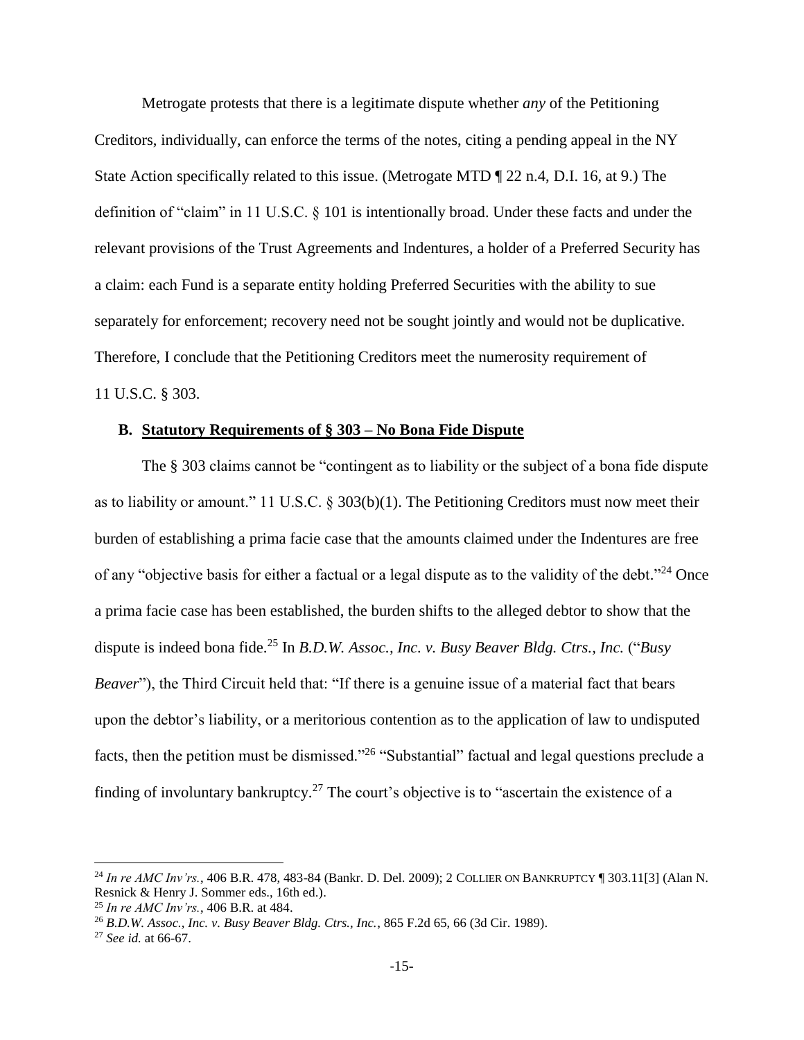Metrogate protests that there is a legitimate dispute whether *any* of the Petitioning Creditors, individually, can enforce the terms of the notes, citing a pending appeal in the NY State Action specifically related to this issue. (Metrogate MTD ¶ 22 n.4, D.I. 16, at 9.) The definition of "claim" in 11 U.S.C. § 101 is intentionally broad. Under these facts and under the relevant provisions of the Trust Agreements and Indentures, a holder of a Preferred Security has a claim: each Fund is a separate entity holding Preferred Securities with the ability to sue separately for enforcement; recovery need not be sought jointly and would not be duplicative. Therefore, I conclude that the Petitioning Creditors meet the numerosity requirement of 11 U.S.C. § 303.

### B. Statutory Requirements of § 303 – No Bona Fide Dispute

The § 303 claims cannot be "contingent as to liability or the subject of a bona fide dispute as to liability or amount." 11 U.S.C. § 303(b)(1). The Petitioning Creditors must now meet their burden of establishing a prima facie case that the amounts claimed under the Indentures are free of any "objective basis for either a factual or a legal dispute as to the validity of the debt."[24] Once a prima facie case has been established, the burden shifts to the alleged debtor to show that the dispute is indeed bona fide.[25] In *B.D.W. Assoc., Inc. v. Busy Beaver Bldg. Ctrs., Inc.* ("*Busy Beaver*"), the Third Circuit held that: "If there is a genuine issue of a material fact that bears upon the debtor's liability, or a meritorious contention as to the application of law to undisputed facts, then the petition must be dismissed."[26] "Substantial" factual and legal questions preclude a finding of involuntary bankruptcy.[27] The court's objective is to "ascertain the existence of a

---

[24] *In re AMC Inv'rs.*, 406 B.R. 478, 483-84 (Bankr. D. Del. 2009); 2 COLLIER ON BANKRUPTCY ¶ 303.11[3] (Alan N. Resnick & Henry J. Sommer eds., 16th ed.).

[25] *In re AMC Inv'rs.*, 406 B.R. at 484.

[26] *B.D.W. Assoc., Inc. v. Busy Beaver Bldg. Ctrs., Inc.*, 865 F.2d 65, 66 (3d Cir. 1989).

[27] *See id.* at 66-67.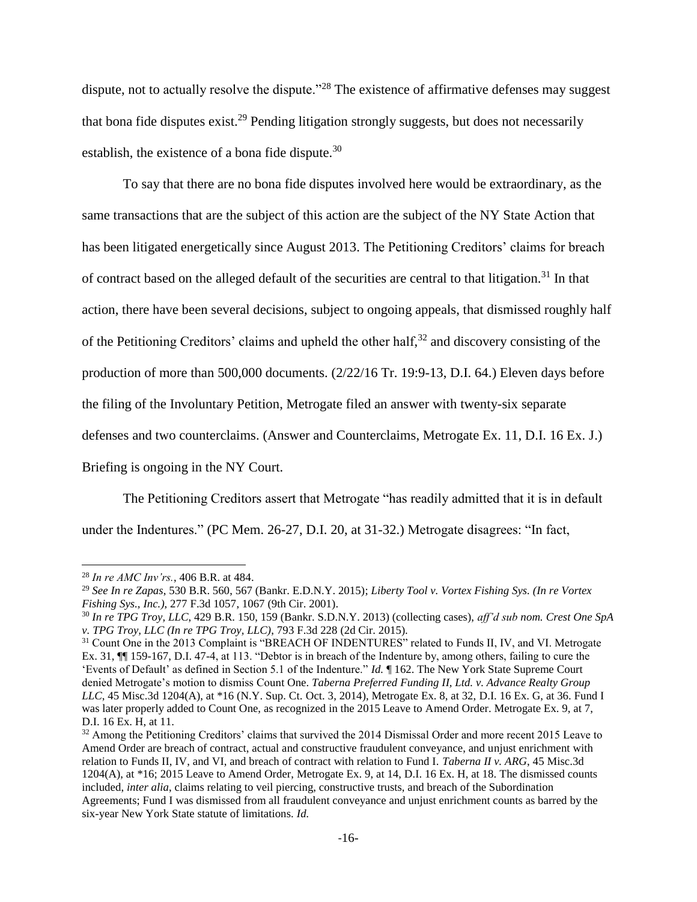dispute, not to actually resolve the dispute."[28] The existence of affirmative defenses may suggest that bona fide disputes exist.[29] Pending litigation strongly suggests, but does not necessarily establish, the existence of a bona fide dispute.[30]

To say that there are no bona fide disputes involved here would be extraordinary, as the same transactions that are the subject of this action are the subject of the NY State Action that has been litigated energetically since August 2013. The Petitioning Creditors' claims for breach of contract based on the alleged default of the securities are central to that litigation.[31] In that action, there have been several decisions, subject to ongoing appeals, that dismissed roughly half of the Petitioning Creditors' claims and upheld the other half,[32] and discovery consisting of the production of more than 500,000 documents. (2/22/16 Tr. 19:9-13, D.I. 64.) Eleven days before the filing of the Involuntary Petition, Metrogate filed an answer with twenty-six separate defenses and two counterclaims. (Answer and Counterclaims, Metrogate Ex. 11, D.I. 16 Ex. J.) Briefing is ongoing in the NY Court.

The Petitioning Creditors assert that Metrogate "has readily admitted that it is in default under the Indentures." (PC Mem. 26-27, D.I. 20, at 31-32.) Metrogate disagrees: "In fact,

---

[28] *In re AMC Inv'rs.*, 406 B.R. at 484.

[29] *See In re Zapas*, 530 B.R. 560, 567 (Bankr. E.D.N.Y. 2015); *Liberty Tool v. Vortex Fishing Sys. (In re Vortex Fishing Sys., Inc.)*, 277 F.3d 1057, 1067 (9th Cir. 2001).

[30] *In re TPG Troy, LLC*, 429 B.R. 150, 159 (Bankr. S.D.N.Y. 2013) (collecting cases), *aff'd sub nom. Crest One SpA v. TPG Troy, LLC (In re TPG Troy, LLC)*, 793 F.3d 228 (2d Cir. 2015).

[31] Count One in the 2013 Complaint is "BREACH OF INDENTURES" related to Funds II, IV, and VI. Metrogate Ex. 31, ¶¶ 159-167, D.I. 47-4, at 113. "Debtor is in breach of the Indenture by, among others, failing to cure the 'Events of Default' as defined in Section 5.1 of the Indenture." *Id.* ¶ 162. The New York State Supreme Court denied Metrogate's motion to dismiss Count One. *Taberna Preferred Funding II, Ltd. v. Advance Realty Group LLC*, 45 Misc.3d 1204(A), at *16 (N.Y. Sup. Ct. Oct. 3, 2014), Metrogate Ex. 8, at 32, D.I. 16 Ex. G, at 36. Fund I was later properly added to Count One, as recognized in the 2015 Leave to Amend Order. Metrogate Ex. 9, at 7, D.I. 16 Ex. H, at 11.

[32] Among the Petitioning Creditors' claims that survived the 2014 Dismissal Order and more recent 2015 Leave to Amend Order are breach of contract, actual and constructive fraudulent conveyance, and unjust enrichment with relation to Funds II, IV, and VI, and breach of contract with relation to Fund I. *Taberna II v. ARG*, 45 Misc.3d 1204(A), at *16; 2015 Leave to Amend Order, Metrogate Ex. 9, at 14, D.I. 16 Ex. H, at 18. The dismissed counts included, *inter alia*, claims relating to veil piercing, constructive trusts, and breach of the Subordination Agreements; Fund I was dismissed from all fraudulent conveyance and unjust enrichment counts as barred by the six-year New York State statute of limitations. *Id.*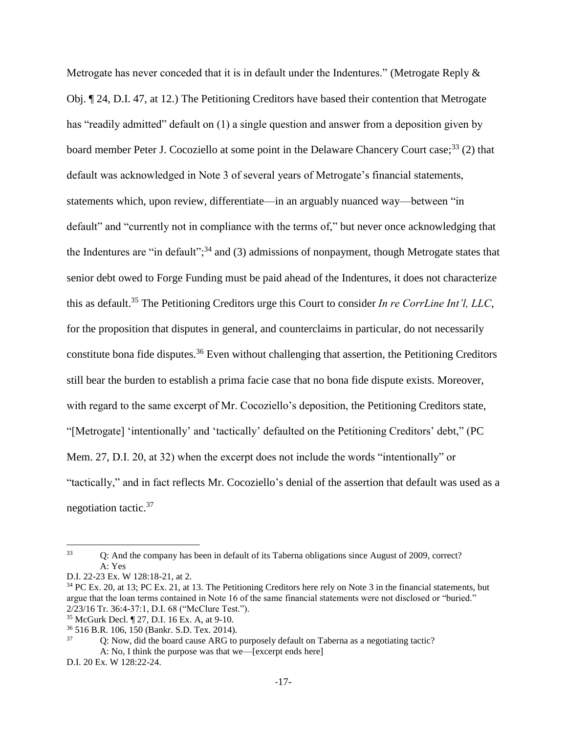Metrogate has never conceded that it is in default under the Indentures." (Metrogate Reply & Obj. ¶ 24, D.I. 47, at 12.) The Petitioning Creditors have based their contention that Metrogate has "readily admitted" default on (1) a single question and answer from a deposition given by board member Peter J. Cocoziello at some point in the Delaware Chancery Court case;[33] (2) that default was acknowledged in Note 3 of several years of Metrogate's financial statements, statements which, upon review, differentiate—in an arguably nuanced way—between "in default" and "currently not in compliance with the terms of," but never once acknowledging that the Indentures are "in default";[34] and (3) admissions of nonpayment, though Metrogate states that senior debt owed to Forge Funding must be paid ahead of the Indentures, it does not characterize this as default.[35] The Petitioning Creditors urge this Court to consider *In re CorrLine Int'l, LLC*, for the proposition that disputes in general, and counterclaims in particular, do not necessarily constitute bona fide disputes.[36] Even without challenging that assertion, the Petitioning Creditors still bear the burden to establish a prima facie case that no bona fide dispute exists. Moreover, with regard to the same excerpt of Mr. Cocoziello's deposition, the Petitioning Creditors state, "[Metrogate] 'intentionally' and 'tactically' defaulted on the Petitioning Creditors' debt," (PC Mem. 27, D.I. 20, at 32) when the excerpt does not include the words "intentionally" or "tactically," and in fact reflects Mr. Cocoziello's denial of the assertion that default was used as a negotiation tactic.[37]

---

[33] Q: And the company has been in default of its Taberna obligations since August of 2009, correct?
A: Yes

D.I. 22-23 Ex. W 128:18-21, at 2.

[34] PC Ex. 20, at 13; PC Ex. 21, at 13. The Petitioning Creditors here rely on Note 3 in the financial statements, but argue that the loan terms contained in Note 16 of the same financial statements were not disclosed or "buried." 2/23/16 Tr. 36:4-37:1, D.I. 68 ("McClure Test.").

[35] McGurk Decl. ¶ 27, D.I. 16 Ex. A, at 9-10.

[36] 516 B.R. 106, 150 (Bankr. S.D. Tex. 2014).

[37] Q: Now, did the board cause ARG to purposely default on Taberna as a negotiating tactic?
A: No, I think the purpose was that we—[excerpt ends here]

D.I. 20 Ex. W 128:22-24.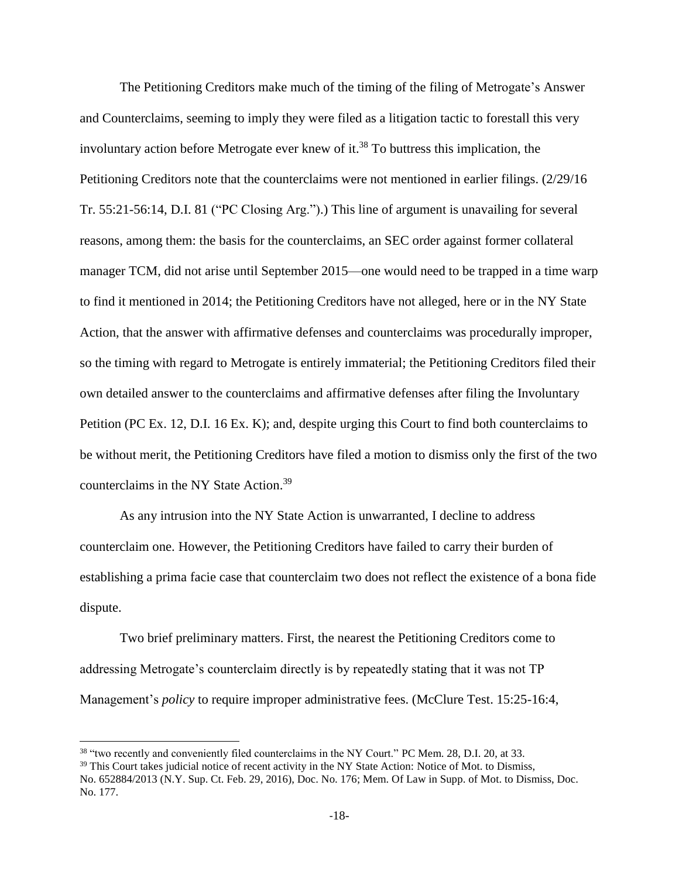The Petitioning Creditors make much of the timing of the filing of Metrogate's Answer and Counterclaims, seeming to imply they were filed as a litigation tactic to forestall this very involuntary action before Metrogate ever knew of it.[38] To buttress this implication, the Petitioning Creditors note that the counterclaims were not mentioned in earlier filings. (2/29/16 Tr. 55:21-56:14, D.I. 81 ("PC Closing Arg.").) This line of argument is unavailing for several reasons, among them: the basis for the counterclaims, an SEC order against former collateral manager TCM, did not arise until September 2015—one would need to be trapped in a time warp to find it mentioned in 2014; the Petitioning Creditors have not alleged, here or in the NY State Action, that the answer with affirmative defenses and counterclaims was procedurally improper, so the timing with regard to Metrogate is entirely immaterial; the Petitioning Creditors filed their own detailed answer to the counterclaims and affirmative defenses after filing the Involuntary Petition (PC Ex. 12, D.I. 16 Ex. K); and, despite urging this Court to find both counterclaims to be without merit, the Petitioning Creditors have filed a motion to dismiss only the first of the two counterclaims in the NY State Action.[39]

As any intrusion into the NY State Action is unwarranted, I decline to address counterclaim one. However, the Petitioning Creditors have failed to carry their burden of establishing a prima facie case that counterclaim two does not reflect the existence of a bona fide dispute.

Two brief preliminary matters. First, the nearest the Petitioning Creditors come to addressing Metrogate's counterclaim directly is by repeatedly stating that it was not TP Management's *policy* to require improper administrative fees. (McClure Test. 15:25-16:4,

---

[38] "two recently and conveniently filed counterclaims in the NY Court." PC Mem. 28, D.I. 20, at 33.

[39] This Court takes judicial notice of recent activity in the NY State Action: Notice of Mot. to Dismiss, No. 652884/2013 (N.Y. Sup. Ct. Feb. 29, 2016), Doc. No. 176; Mem. Of Law in Supp. of Mot. to Dismiss, Doc. No. 177.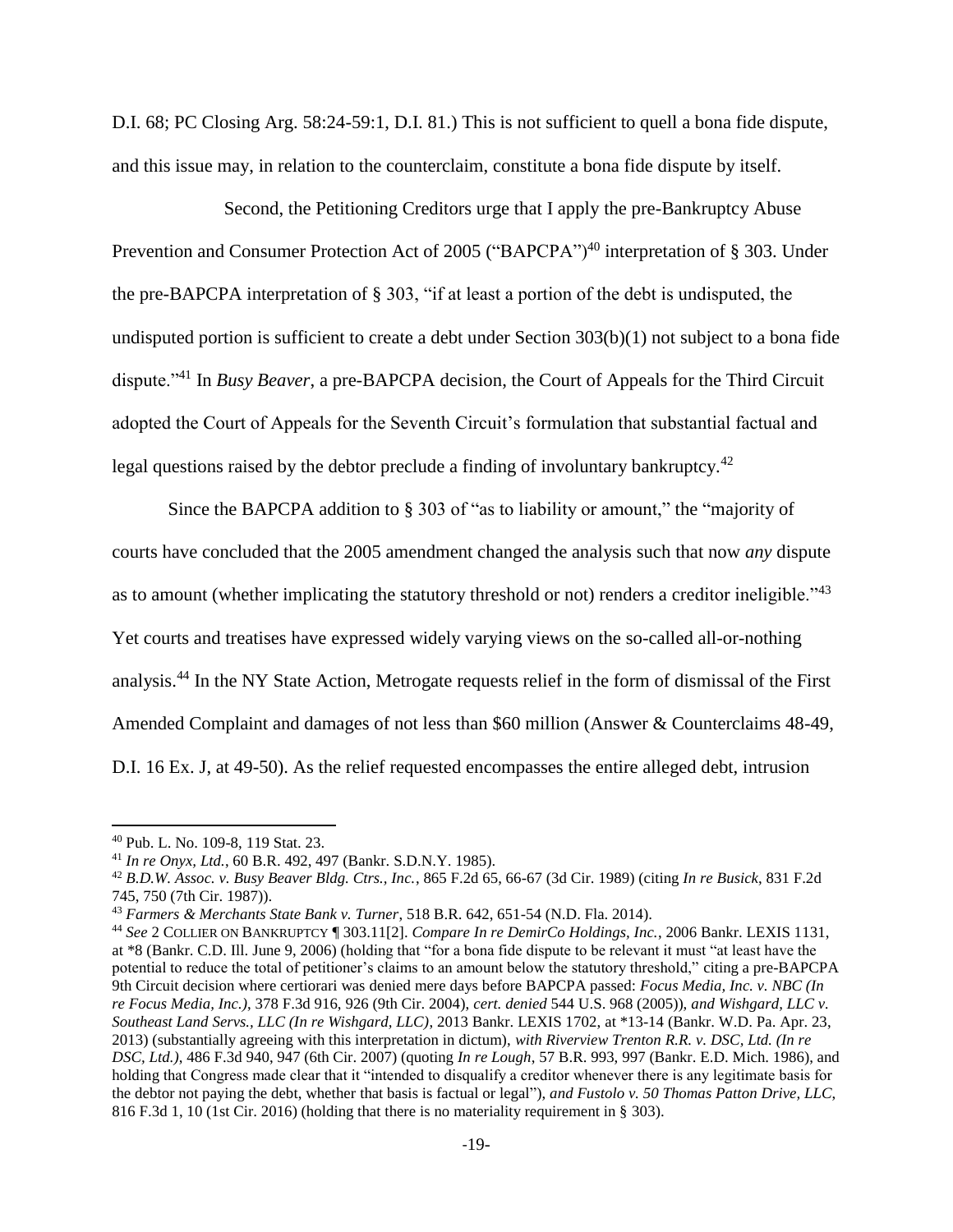D.I. 68; PC Closing Arg. 58:24-59:1, D.I. 81.) This is not sufficient to quell a bona fide dispute, and this issue may, in relation to the counterclaim, constitute a bona fide dispute by itself.

Second, the Petitioning Creditors urge that I apply the pre-Bankruptcy Abuse Prevention and Consumer Protection Act of 2005 ("BAPCPA")[40] interpretation of § 303. Under the pre-BAPCPA interpretation of § 303, "if at least a portion of the debt is undisputed, the undisputed portion is sufficient to create a debt under Section 303(b)(1) not subject to a bona fide dispute."[41] In *Busy Beaver*, a pre-BAPCPA decision, the Court of Appeals for the Third Circuit adopted the Court of Appeals for the Seventh Circuit's formulation that substantial factual and legal questions raised by the debtor preclude a finding of involuntary bankruptcy.[42]

Since the BAPCPA addition to § 303 of "as to liability or amount," the "majority of courts have concluded that the 2005 amendment changed the analysis such that now *any* dispute as to amount (whether implicating the statutory threshold or not) renders a creditor ineligible."[43] Yet courts and treatises have expressed widely varying views on the so-called all-or-nothing analysis.[44] In the NY State Action, Metrogate requests relief in the form of dismissal of the First Amended Complaint and damages of not less than $60 million (Answer & Counterclaims 48-49, D.I. 16 Ex. J, at 49-50). As the relief requested encompasses the entire alleged debt, intrusion

---

[40] Pub. L. No. 109-8, 119 Stat. 23.

[41] *In re Onyx, Ltd.*, 60 B.R. 492, 497 (Bankr. S.D.N.Y. 1985).

[42] *B.D.W. Assoc. v. Busy Beaver Bldg. Ctrs., Inc.*, 865 F.2d 65, 66-67 (3d Cir. 1989) (citing *In re Busick*, 831 F.2d 745, 750 (7th Cir. 1987)).

[43] *Farmers & Merchants State Bank v. Turner*, 518 B.R. 642, 651-54 (N.D. Fla. 2014).

[44] *See* 2 COLLIER ON BANKRUPTCY ¶ 303.11[2]. *Compare In re DemirCo Holdings, Inc.*, 2006 Bankr. LEXIS 1131, at *8 (Bankr. C.D. Ill. June 9, 2006) (holding that "for a bona fide dispute to be relevant it must "at least have the potential to reduce the total of petitioner's claims to an amount below the statutory threshold," citing a pre-BAPCPA 9th Circuit decision where certiorari was denied mere days before BAPCPA passed: *Focus Media, Inc. v. NBC (In re Focus Media, Inc.)*, 378 F.3d 916, 926 (9th Cir. 2004), *cert. denied* 544 U.S. 968 (2005)), *and Wishgard, LLC v. Southeast Land Servs., LLC (In re Wishgard, LLC)*, 2013 Bankr. LEXIS 1702, at *13-14 (Bankr. W.D. Pa. Apr. 23, 2013) (substantially agreeing with this interpretation in dictum), *with Riverview Trenton R.R. v. DSC, Ltd. (In re DSC, Ltd.)*, 486 F.3d 940, 947 (6th Cir. 2007) (quoting *In re Lough*, 57 B.R. 993, 997 (Bankr. E.D. Mich. 1986), and holding that Congress made clear that it "intended to disqualify a creditor whenever there is any legitimate basis for the debtor not paying the debt, whether that basis is factual or legal"), *and Fustolo v. 50 Thomas Patton Drive, LLC*, 816 F.3d 1, 10 (1st Cir. 2016) (holding that there is no materiality requirement in § 303).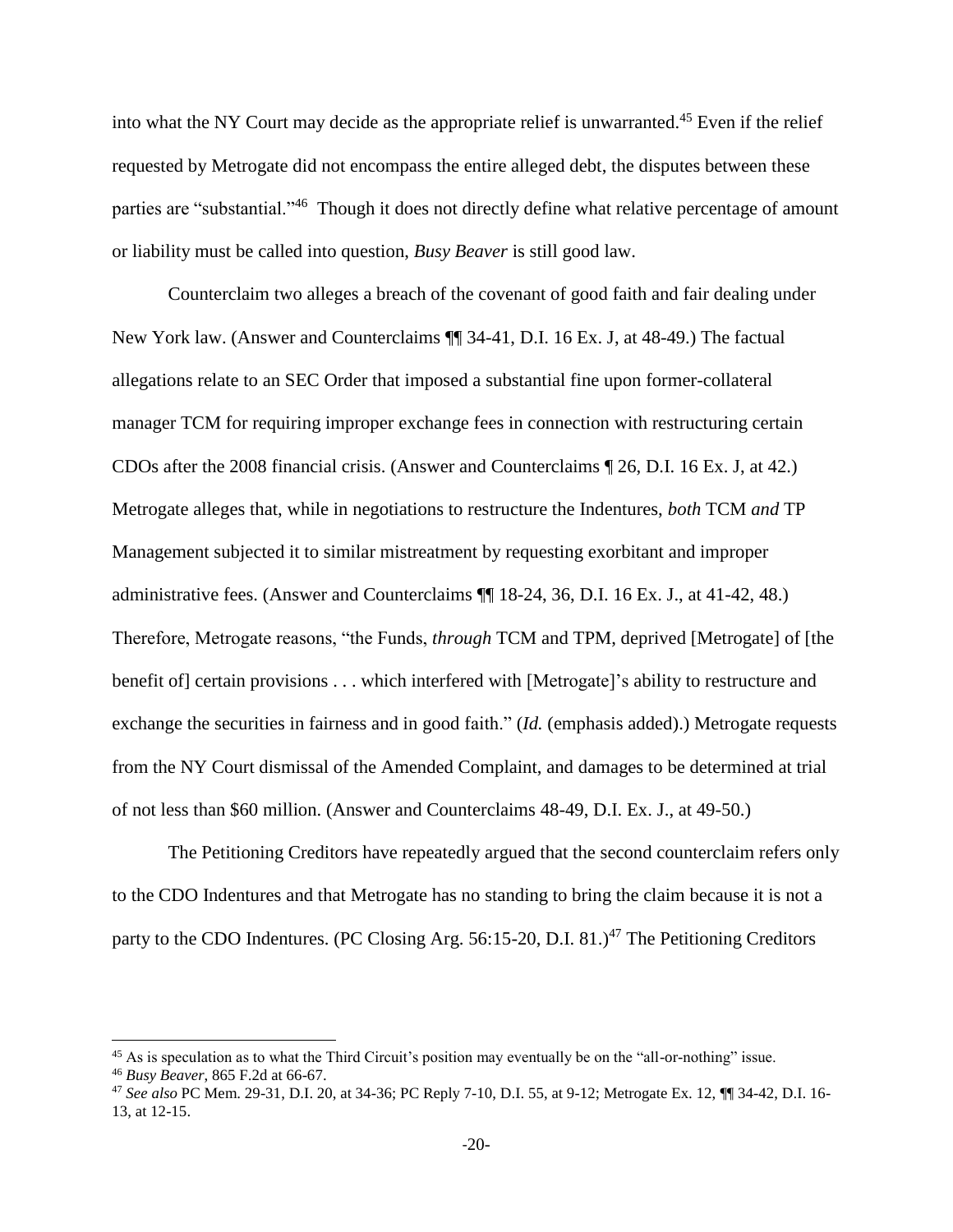into what the NY Court may decide as the appropriate relief is unwarranted.[45] Even if the relief requested by Metrogate did not encompass the entire alleged debt, the disputes between these parties are "substantial."[46] Though it does not directly define what relative percentage of amount or liability must be called into question, *Busy Beaver* is still good law.

Counterclaim two alleges a breach of the covenant of good faith and fair dealing under New York law. (Answer and Counterclaims ¶¶ 34-41, D.I. 16 Ex. J, at 48-49.) The factual allegations relate to an SEC Order that imposed a substantial fine upon former-collateral manager TCM for requiring improper exchange fees in connection with restructuring certain CDOs after the 2008 financial crisis. (Answer and Counterclaims ¶ 26, D.I. 16 Ex. J, at 42.) Metrogate alleges that, while in negotiations to restructure the Indentures, *both* TCM *and* TP Management subjected it to similar mistreatment by requesting exorbitant and improper administrative fees. (Answer and Counterclaims ¶¶ 18-24, 36, D.I. 16 Ex. J., at 41-42, 48.) Therefore, Metrogate reasons, "the Funds, *through* TCM and TPM, deprived [Metrogate] of [the benefit of] certain provisions . . . which interfered with [Metrogate]'s ability to restructure and exchange the securities in fairness and in good faith." (*Id.* (emphasis added).) Metrogate requests from the NY Court dismissal of the Amended Complaint, and damages to be determined at trial of not less than $60 million. (Answer and Counterclaims 48-49, D.I. Ex. J., at 49-50.)

The Petitioning Creditors have repeatedly argued that the second counterclaim refers only to the CDO Indentures and that Metrogate has no standing to bring the claim because it is not a party to the CDO Indentures. (PC Closing Arg. 56:15-20, D.I. 81.)[47] The Petitioning Creditors

---

[45] As is speculation as to what the Third Circuit's position may eventually be on the "all-or-nothing" issue.

[46] *Busy Beaver*, 865 F.2d at 66-67.

[47] *See also* PC Mem. 29-31, D.I. 20, at 34-36; PC Reply 7-10, D.I. 55, at 9-12; Metrogate Ex. 12, ¶¶ 34-42, D.I. 16-13, at 12-15.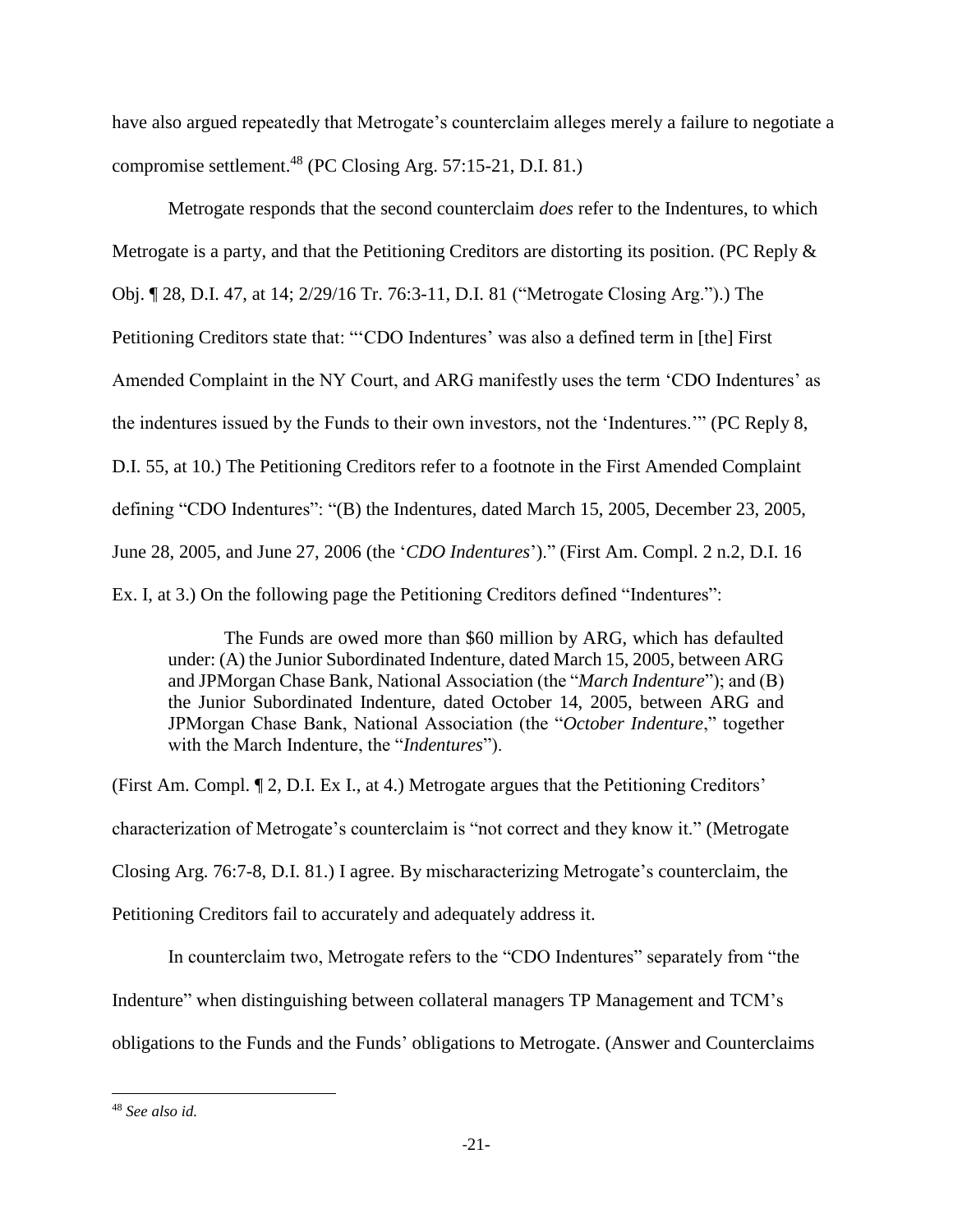have also argued repeatedly that Metrogate's counterclaim alleges merely a failure to negotiate a compromise settlement.[48] (PC Closing Arg. 57:15-21, D.I. 81.)

Metrogate responds that the second counterclaim *does* refer to the Indentures, to which Metrogate is a party, and that the Petitioning Creditors are distorting its position. (PC Reply & Obj. ¶ 28, D.I. 47, at 14; 2/29/16 Tr. 76:3-11, D.I. 81 ("Metrogate Closing Arg.").) The Petitioning Creditors state that: "'CDO Indentures' was also a defined term in [the] First Amended Complaint in the NY Court, and ARG manifestly uses the term 'CDO Indentures' as the indentures issued by the Funds to their own investors, not the 'Indentures.'" (PC Reply 8, D.I. 55, at 10.) The Petitioning Creditors refer to a footnote in the First Amended Complaint defining "CDO Indentures": "(B) the Indentures, dated March 15, 2005, December 23, 2005, June 28, 2005, and June 27, 2006 (the '*CDO Indentures*')." (First Am. Compl. 2 n.2, D.I. 16 Ex. I, at 3.) On the following page the Petitioning Creditors defined "Indentures":

> The Funds are owed more than $60 million by ARG, which has defaulted under: (A) the Junior Subordinated Indenture, dated March 15, 2005, between ARG and JPMorgan Chase Bank, National Association (the "*March Indenture*"); and (B) the Junior Subordinated Indenture, dated October 14, 2005, between ARG and JPMorgan Chase Bank, National Association (the "*October Indenture*," together with the March Indenture, the "*Indentures*").

(First Am. Compl. ¶ 2, D.I. Ex I., at 4.) Metrogate argues that the Petitioning Creditors' characterization of Metrogate's counterclaim is "not correct and they know it." (Metrogate Closing Arg. 76:7-8, D.I. 81.) I agree. By mischaracterizing Metrogate's counterclaim, the Petitioning Creditors fail to accurately and adequately address it.

In counterclaim two, Metrogate refers to the "CDO Indentures" separately from "the Indenture" when distinguishing between collateral managers TP Management and TCM's obligations to the Funds and the Funds' obligations to Metrogate. (Answer and Counterclaims

[48] *See also id.*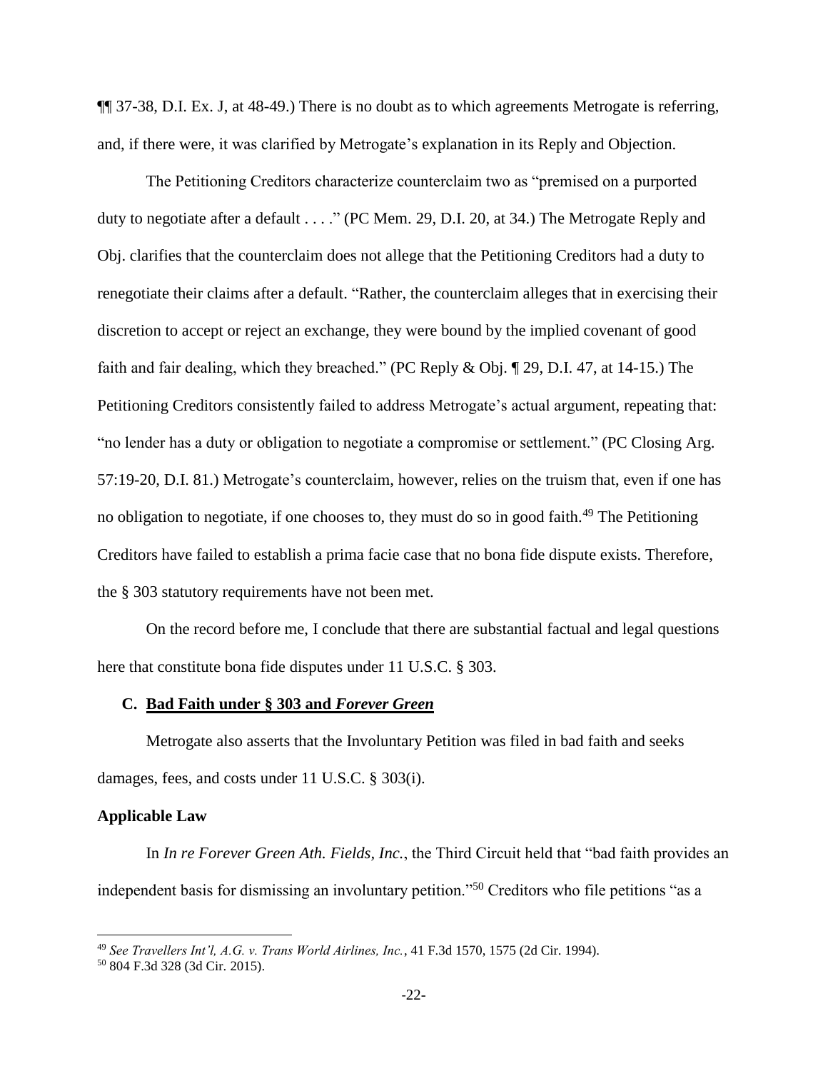¶¶ 37-38, D.I. Ex. J, at 48-49.) There is no doubt as to which agreements Metrogate is referring, and, if there were, it was clarified by Metrogate's explanation in its Reply and Objection.

The Petitioning Creditors characterize counterclaim two as "premised on a purported duty to negotiate after a default . . . ." (PC Mem. 29, D.I. 20, at 34.) The Metrogate Reply and Obj. clarifies that the counterclaim does not allege that the Petitioning Creditors had a duty to renegotiate their claims after a default. "Rather, the counterclaim alleges that in exercising their discretion to accept or reject an exchange, they were bound by the implied covenant of good faith and fair dealing, which they breached." (PC Reply & Obj. ¶ 29, D.I. 47, at 14-15.) The Petitioning Creditors consistently failed to address Metrogate's actual argument, repeating that: "no lender has a duty or obligation to negotiate a compromise or settlement." (PC Closing Arg. 57:19-20, D.I. 81.) Metrogate's counterclaim, however, relies on the truism that, even if one has no obligation to negotiate, if one chooses to, they must do so in good faith.[49] The Petitioning Creditors have failed to establish a prima facie case that no bona fide dispute exists. Therefore, the § 303 statutory requirements have not been met.

On the record before me, I conclude that there are substantial factual and legal questions here that constitute bona fide disputes under 11 U.S.C. § 303.

### C. Bad Faith under § 303 and *Forever Green*

Metrogate also asserts that the Involuntary Petition was filed in bad faith and seeks damages, fees, and costs under 11 U.S.C. § 303(i).

**Applicable Law**

In *In re Forever Green Ath. Fields, Inc.*, the Third Circuit held that "bad faith provides an independent basis for dismissing an involuntary petition."[50] Creditors who file petitions "as a

---

[49] *See Travellers Int'l, A.G. v. Trans World Airlines, Inc.*, 41 F.3d 1570, 1575 (2d Cir. 1994).

[50] 804 F.3d 328 (3d Cir. 2015).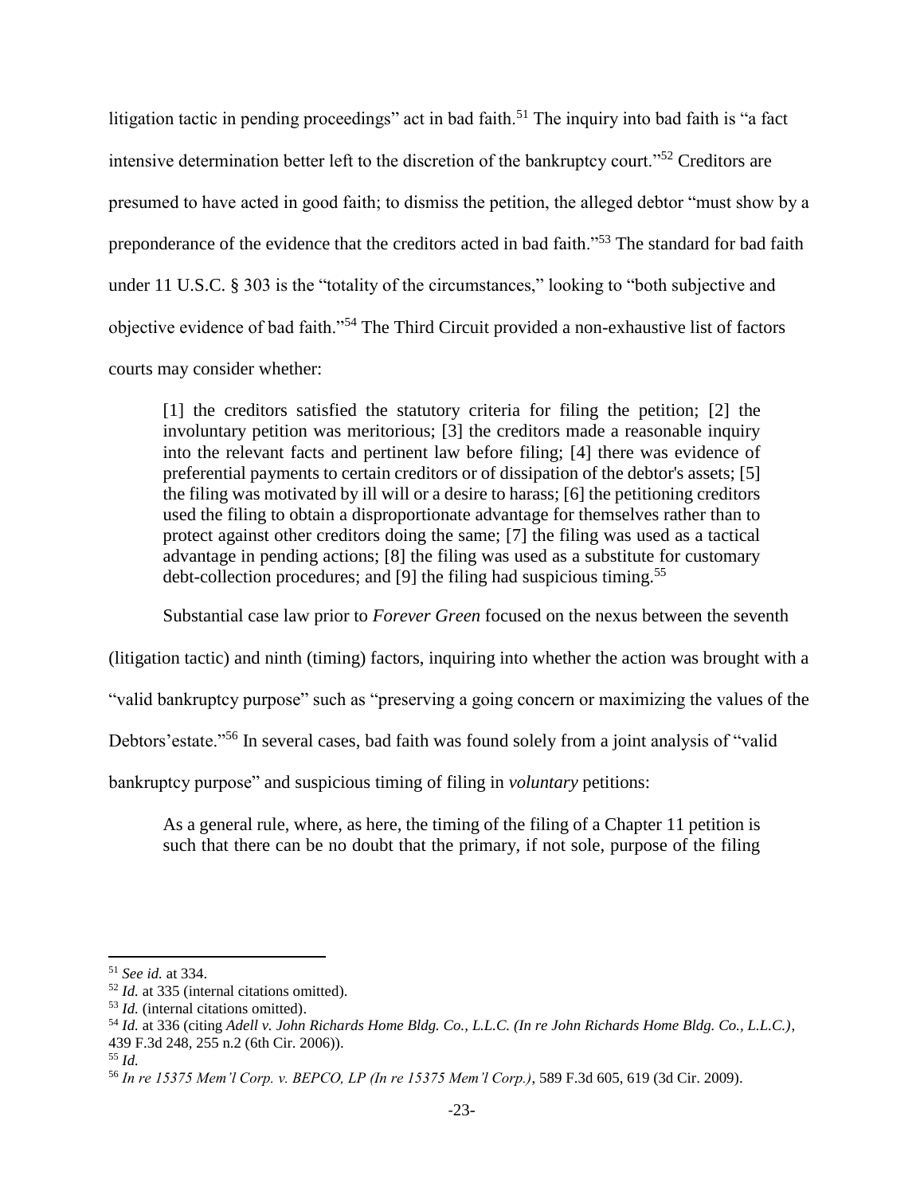litigation tactic in pending proceedings" act in bad faith.[51] The inquiry into bad faith is "a fact intensive determination better left to the discretion of the bankruptcy court."[52] Creditors are presumed to have acted in good faith; to dismiss the petition, the alleged debtor "must show by a preponderance of the evidence that the creditors acted in bad faith."[53] The standard for bad faith under 11 U.S.C. § 303 is the "totality of the circumstances," looking to "both subjective and objective evidence of bad faith."[54] The Third Circuit provided a non-exhaustive list of factors courts may consider whether:

> [1] the creditors satisfied the statutory criteria for filing the petition; [2] the involuntary petition was meritorious; [3] the creditors made a reasonable inquiry into the relevant facts and pertinent law before filing; [4] there was evidence of preferential payments to certain creditors or of dissipation of the debtor's assets; [5] the filing was motivated by ill will or a desire to harass; [6] the petitioning creditors used the filing to obtain a disproportionate advantage for themselves rather than to protect against other creditors doing the same; [7] the filing was used as a tactical advantage in pending actions; [8] the filing was used as a substitute for customary debt-collection procedures; and [9] the filing had suspicious timing.[55]

Substantial case law prior to *Forever Green* focused on the nexus between the seventh (litigation tactic) and ninth (timing) factors, inquiring into whether the action was brought with a "valid bankruptcy purpose" such as "preserving a going concern or maximizing the values of the Debtors'estate."[56] In several cases, bad faith was found solely from a joint analysis of "valid bankruptcy purpose" and suspicious timing of filing in *voluntary* petitions:

> As a general rule, where, as here, the timing of the filing of a Chapter 11 petition is such that there can be no doubt that the primary, if not sole, purpose of the filing

---

[51] *See id.* at 334.

[52] *Id.* at 335 (internal citations omitted).

[53] *Id.* (internal citations omitted).

[54] *Id.* at 336 (citing *Adell v. John Richards Home Bldg. Co., L.L.C. (In re John Richards Home Bldg. Co., L.L.C.)*, 439 F.3d 248, 255 n.2 (6th Cir. 2006)).

[55] *Id.*

[56] *In re 15375 Mem'l Corp. v. BEPCO, LP (In re 15375 Mem'l Corp.)*, 589 F.3d 605, 619 (3d Cir. 2009).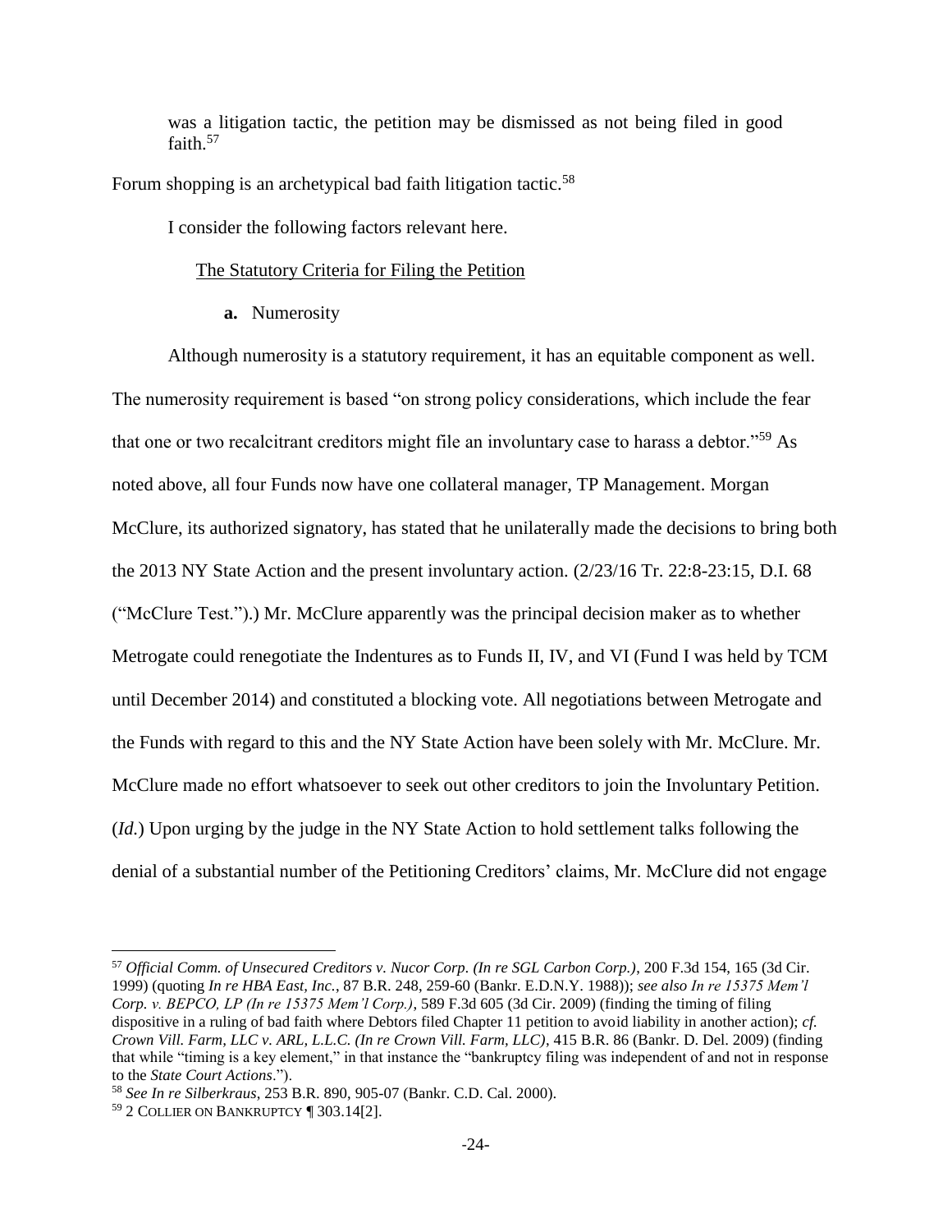was a litigation tactic, the petition may be dismissed as not being filed in good faith.[57]

Forum shopping is an archetypical bad faith litigation tactic.[58]

I consider the following factors relevant here.

The Statutory Criteria for Filing the Petition

**a.** Numerosity

Although numerosity is a statutory requirement, it has an equitable component as well. The numerosity requirement is based "on strong policy considerations, which include the fear that one or two recalcitrant creditors might file an involuntary case to harass a debtor."[59] As noted above, all four Funds now have one collateral manager, TP Management. Morgan McClure, its authorized signatory, has stated that he unilaterally made the decisions to bring both the 2013 NY State Action and the present involuntary action. (2/23/16 Tr. 22:8-23:15, D.I. 68 ("McClure Test.").) Mr. McClure apparently was the principal decision maker as to whether Metrogate could renegotiate the Indentures as to Funds II, IV, and VI (Fund I was held by TCM until December 2014) and constituted a blocking vote. All negotiations between Metrogate and the Funds with regard to this and the NY State Action have been solely with Mr. McClure. Mr. McClure made no effort whatsoever to seek out other creditors to join the Involuntary Petition. (*Id.*) Upon urging by the judge in the NY State Action to hold settlement talks following the denial of a substantial number of the Petitioning Creditors' claims, Mr. McClure did not engage

---

[57] *Official Comm. of Unsecured Creditors v. Nucor Corp. (In re SGL Carbon Corp.)*, 200 F.3d 154, 165 (3d Cir. 1999) (quoting *In re HBA East, Inc.*, 87 B.R. 248, 259-60 (Bankr. E.D.N.Y. 1988)); *see also In re 15375 Mem'l Corp. v. BEPCO, LP (In re 15375 Mem'l Corp.)*, 589 F.3d 605 (3d Cir. 2009) (finding the timing of filing dispositive in a ruling of bad faith where Debtors filed Chapter 11 petition to avoid liability in another action); *cf. Crown Vill. Farm, LLC v. ARL, L.L.C. (In re Crown Vill. Farm, LLC)*, 415 B.R. 86 (Bankr. D. Del. 2009) (finding that while "timing is a key element," in that instance the "bankruptcy filing was independent of and not in response to the *State Court Actions*.").

[58] *See In re Silberkraus*, 253 B.R. 890, 905-07 (Bankr. C.D. Cal. 2000).

[59] 2 Collier on Bankruptcy ¶ 303.14[2].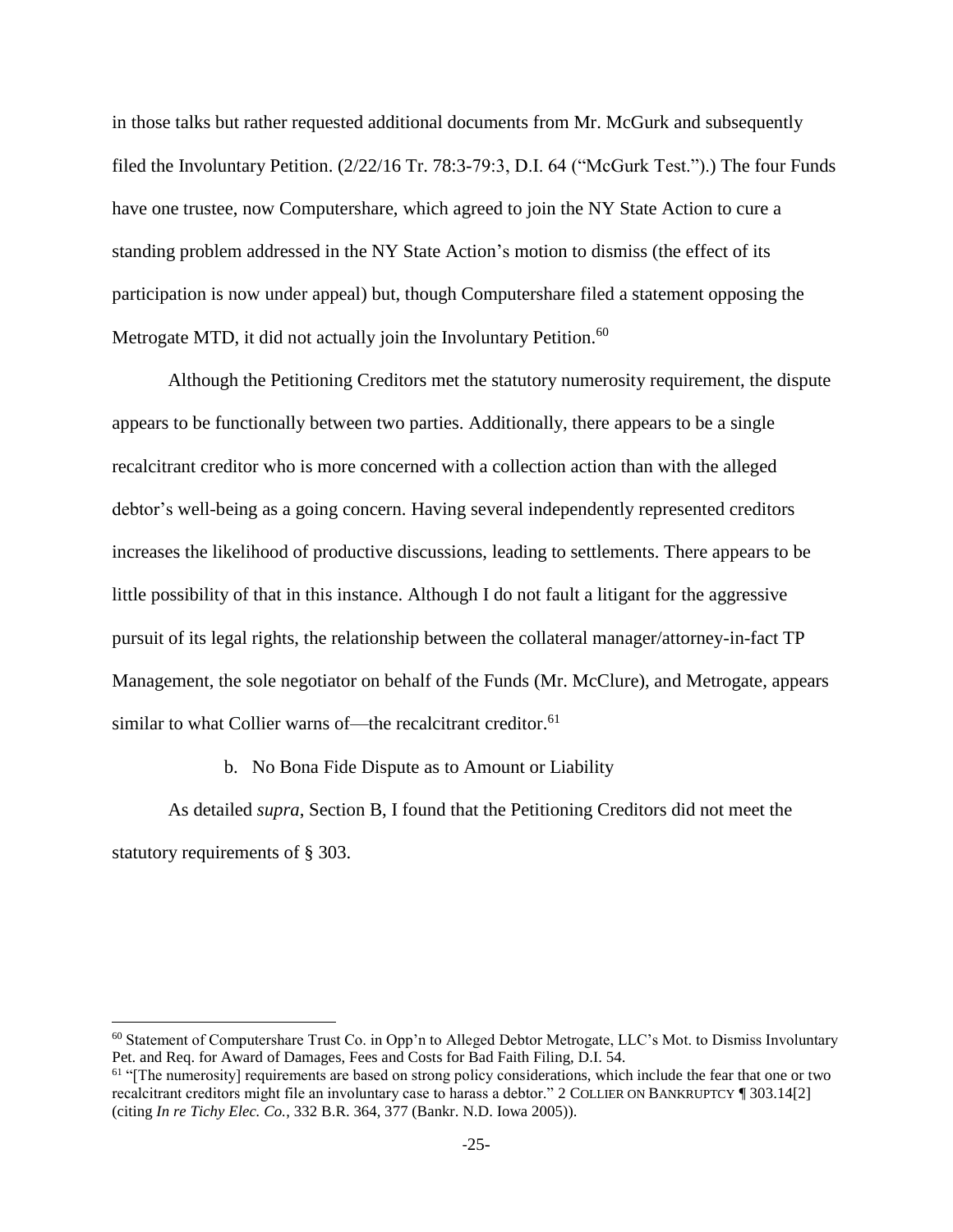in those talks but rather requested additional documents from Mr. McGurk and subsequently filed the Involuntary Petition. (2/22/16 Tr. 78:3-79:3, D.I. 64 ("McGurk Test.").) The four Funds have one trustee, now Computershare, which agreed to join the NY State Action to cure a standing problem addressed in the NY State Action's motion to dismiss (the effect of its participation is now under appeal) but, though Computershare filed a statement opposing the Metrogate MTD, it did not actually join the Involuntary Petition.[60]

Although the Petitioning Creditors met the statutory numerosity requirement, the dispute appears to be functionally between two parties. Additionally, there appears to be a single recalcitrant creditor who is more concerned with a collection action than with the alleged debtor's well-being as a going concern. Having several independently represented creditors increases the likelihood of productive discussions, leading to settlements. There appears to be little possibility of that in this instance. Although I do not fault a litigant for the aggressive pursuit of its legal rights, the relationship between the collateral manager/attorney-in-fact TP Management, the sole negotiator on behalf of the Funds (Mr. McClure), and Metrogate, appears similar to what Collier warns of—the recalcitrant creditor.[61]

b. No Bona Fide Dispute as to Amount or Liability

As detailed *supra*, Section B, I found that the Petitioning Creditors did not meet the statutory requirements of § 303.

---

[60] Statement of Computershare Trust Co. in Opp'n to Alleged Debtor Metrogate, LLC's Mot. to Dismiss Involuntary Pet. and Req. for Award of Damages, Fees and Costs for Bad Faith Filing, D.I. 54.

[61] "[The numerosity] requirements are based on strong policy considerations, which include the fear that one or two recalcitrant creditors might file an involuntary case to harass a debtor." 2 COLLIER ON BANKRUPTCY ¶ 303.14[2] (citing *In re Tichy Elec. Co.*, 332 B.R. 364, 377 (Bankr. N.D. Iowa 2005)).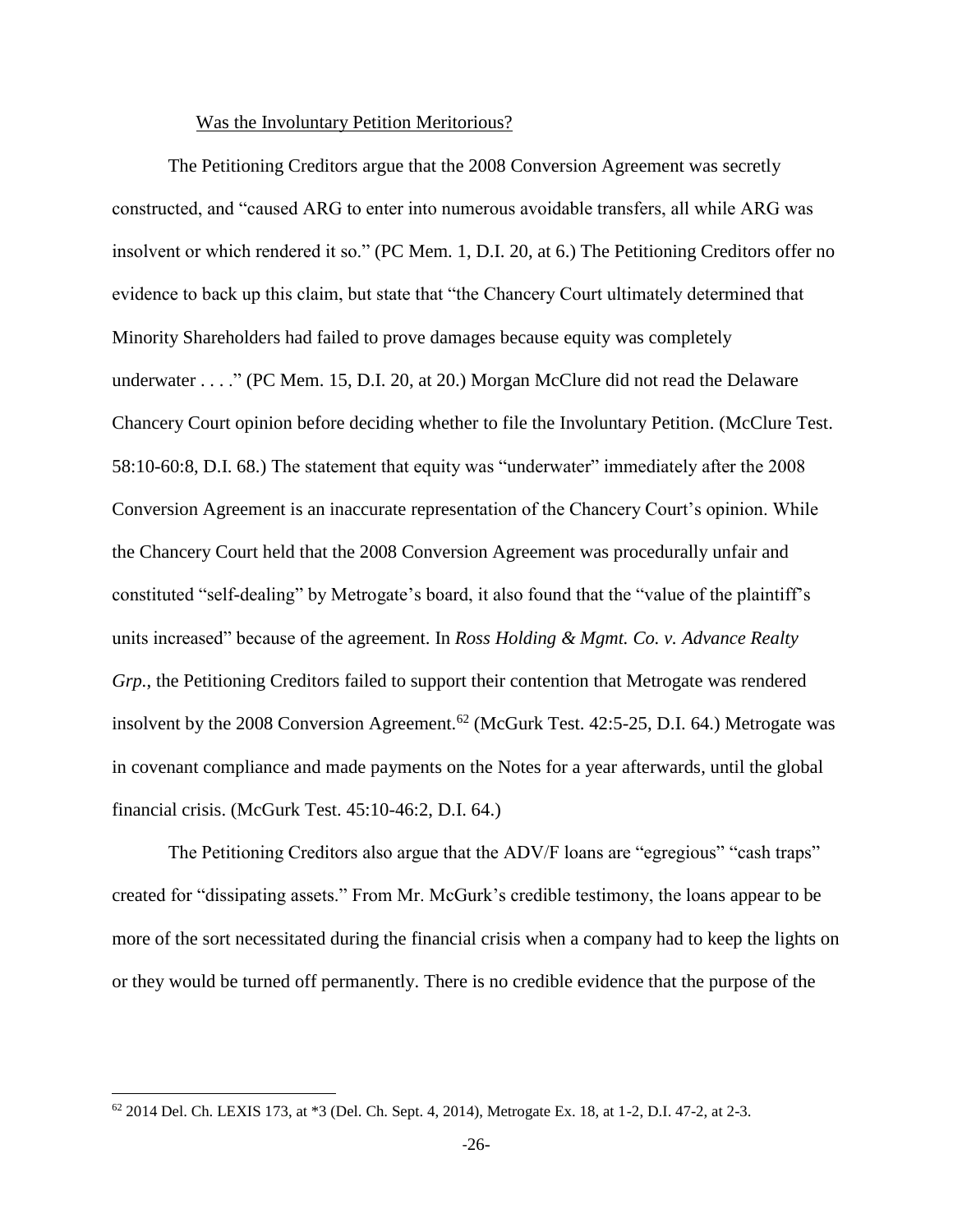Was the Involuntary Petition Meritorious?

The Petitioning Creditors argue that the 2008 Conversion Agreement was secretly constructed, and "caused ARG to enter into numerous avoidable transfers, all while ARG was insolvent or which rendered it so." (PC Mem. 1, D.I. 20, at 6.) The Petitioning Creditors offer no evidence to back up this claim, but state that "the Chancery Court ultimately determined that Minority Shareholders had failed to prove damages because equity was completely underwater . . . ." (PC Mem. 15, D.I. 20, at 20.) Morgan McClure did not read the Delaware Chancery Court opinion before deciding whether to file the Involuntary Petition. (McClure Test. 58:10-60:8, D.I. 68.) The statement that equity was "underwater" immediately after the 2008 Conversion Agreement is an inaccurate representation of the Chancery Court's opinion. While the Chancery Court held that the 2008 Conversion Agreement was procedurally unfair and constituted "self-dealing" by Metrogate's board, it also found that the "value of the plaintiff's units increased" because of the agreement. In *Ross Holding & Mgmt. Co. v. Advance Realty Grp.*, the Petitioning Creditors failed to support their contention that Metrogate was rendered insolvent by the 2008 Conversion Agreement.[62] (McGurk Test. 42:5-25, D.I. 64.) Metrogate was in covenant compliance and made payments on the Notes for a year afterwards, until the global financial crisis. (McGurk Test. 45:10-46:2, D.I. 64.)

The Petitioning Creditors also argue that the ADV/F loans are "egregious" "cash traps" created for "dissipating assets." From Mr. McGurk's credible testimony, the loans appear to be more of the sort necessitated during the financial crisis when a company had to keep the lights on or they would be turned off permanently. There is no credible evidence that the purpose of the

---

[62] 2014 Del. Ch. LEXIS 173, at *3 (Del. Ch. Sept. 4, 2014), Metrogate Ex. 18, at 1-2, D.I. 47-2, at 2-3.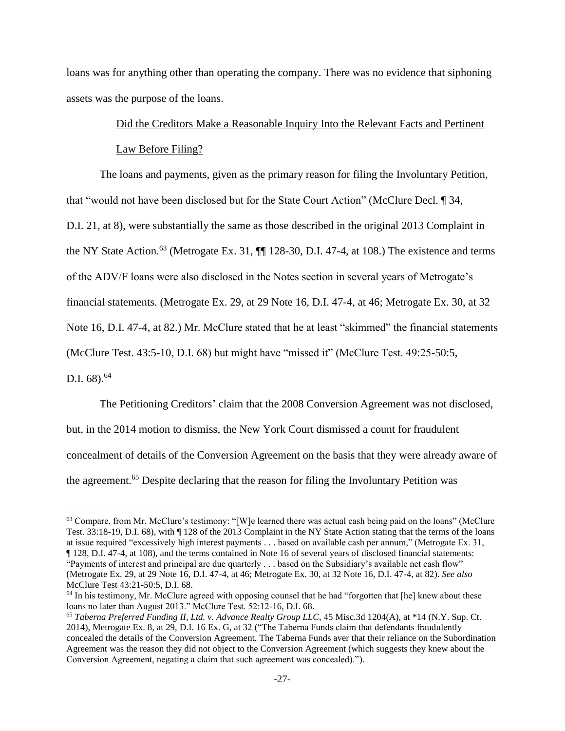loans was for anything other than operating the company. There was no evidence that siphoning assets was the purpose of the loans.

Did the Creditors Make a Reasonable Inquiry Into the Relevant Facts and Pertinent Law Before Filing?

The loans and payments, given as the primary reason for filing the Involuntary Petition, that "would not have been disclosed but for the State Court Action" (McClure Decl. ¶ 34, D.I. 21, at 8), were substantially the same as those described in the original 2013 Complaint in the NY State Action.[63] (Metrogate Ex. 31, ¶¶ 128-30, D.I. 47-4, at 108.) The existence and terms of the ADV/F loans were also disclosed in the Notes section in several years of Metrogate's financial statements. (Metrogate Ex. 29, at 29 Note 16, D.I. 47-4, at 46; Metrogate Ex. 30, at 32 Note 16, D.I. 47-4, at 82.) Mr. McClure stated that he at least "skimmed" the financial statements (McClure Test. 43:5-10, D.I. 68) but might have "missed it" (McClure Test. 49:25-50:5, D.I. 68).[64]

The Petitioning Creditors' claim that the 2008 Conversion Agreement was not disclosed, but, in the 2014 motion to dismiss, the New York Court dismissed a count for fraudulent concealment of details of the Conversion Agreement on the basis that they were already aware of the agreement.[65] Despite declaring that the reason for filing the Involuntary Petition was

---

[63] Compare, from Mr. McClure's testimony: "[W]e learned there was actual cash being paid on the loans" (McClure Test. 33:18-19, D.I. 68), with ¶ 128 of the 2013 Complaint in the NY State Action stating that the terms of the loans at issue required "excessively high interest payments . . . based on available cash per annum," (Metrogate Ex. 31, ¶ 128, D.I. 47-4, at 108), and the terms contained in Note 16 of several years of disclosed financial statements: "Payments of interest and principal are due quarterly . . . based on the Subsidiary's available net cash flow" (Metrogate Ex. 29, at 29 Note 16, D.I. 47-4, at 46; Metrogate Ex. 30, at 32 Note 16, D.I. 47-4, at 82). *See also* McClure Test 43:21-50:5, D.I. 68.

[64] In his testimony, Mr. McClure agreed with opposing counsel that he had "forgotten that [he] knew about these loans no later than August 2013." McClure Test. 52:12-16, D.I. 68.

[65] *Taberna Preferred Funding II, Ltd. v. Advance Realty Group LLC*, 45 Misc.3d 1204(A), at *14 (N.Y. Sup. Ct. 2014), Metrogate Ex. 8, at 29, D.I. 16 Ex. G, at 32 ("The Taberna Funds claim that defendants fraudulently concealed the details of the Conversion Agreement. The Taberna Funds aver that their reliance on the Subordination Agreement was the reason they did not object to the Conversion Agreement (which suggests they knew about the Conversion Agreement, negating a claim that such agreement was concealed).").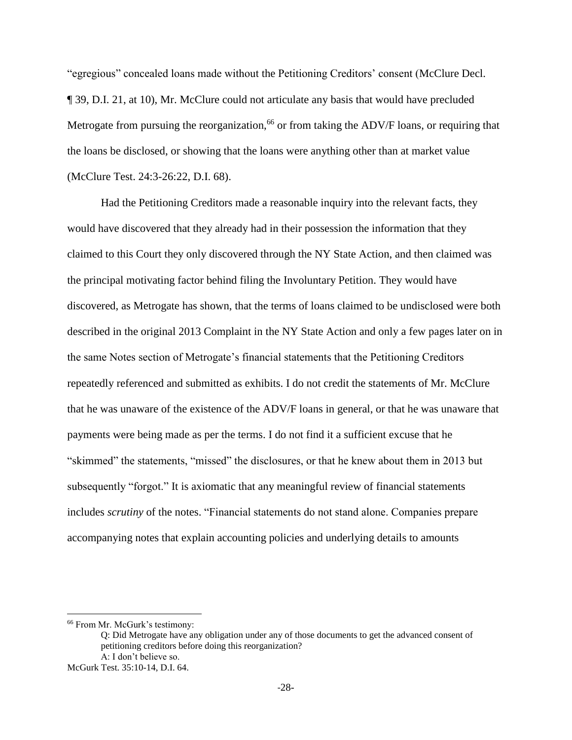"egregious" concealed loans made without the Petitioning Creditors' consent (McClure Decl. ¶ 39, D.I. 21, at 10), Mr. McClure could not articulate any basis that would have precluded Metrogate from pursuing the reorganization,[66] or from taking the ADV/F loans, or requiring that the loans be disclosed, or showing that the loans were anything other than at market value (McClure Test. 24:3-26:22, D.I. 68).

Had the Petitioning Creditors made a reasonable inquiry into the relevant facts, they would have discovered that they already had in their possession the information that they claimed to this Court they only discovered through the NY State Action, and then claimed was the principal motivating factor behind filing the Involuntary Petition. They would have discovered, as Metrogate has shown, that the terms of loans claimed to be undisclosed were both described in the original 2013 Complaint in the NY State Action and only a few pages later on in the same Notes section of Metrogate's financial statements that the Petitioning Creditors repeatedly referenced and submitted as exhibits. I do not credit the statements of Mr. McClure that he was unaware of the existence of the ADV/F loans in general, or that he was unaware that payments were being made as per the terms. I do not find it a sufficient excuse that he "skimmed" the statements, "missed" the disclosures, or that he knew about them in 2013 but subsequently "forgot." It is axiomatic that any meaningful review of financial statements includes *scrutiny* of the notes. "Financial statements do not stand alone. Companies prepare accompanying notes that explain accounting policies and underlying details to amounts

---

[66] From Mr. McGurk's testimony:

> Q: Did Metrogate have any obligation under any of those documents to get the advanced consent of petitioning creditors before doing this reorganization?
> A: I don't believe so.

McGurk Test. 35:10-14, D.I. 64.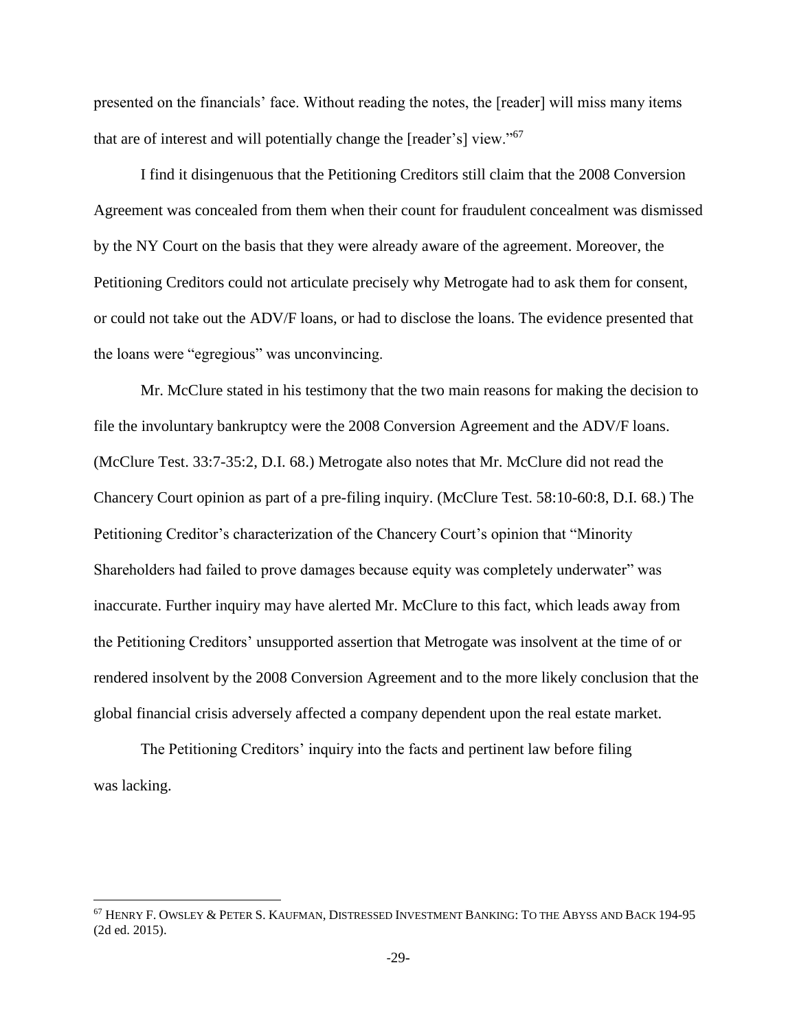presented on the financials' face. Without reading the notes, the [reader] will miss many items that are of interest and will potentially change the [reader's] view."[67]

I find it disingenuous that the Petitioning Creditors still claim that the 2008 Conversion Agreement was concealed from them when their count for fraudulent concealment was dismissed by the NY Court on the basis that they were already aware of the agreement. Moreover, the Petitioning Creditors could not articulate precisely why Metrogate had to ask them for consent, or could not take out the ADV/F loans, or had to disclose the loans. The evidence presented that the loans were "egregious" was unconvincing.

Mr. McClure stated in his testimony that the two main reasons for making the decision to file the involuntary bankruptcy were the 2008 Conversion Agreement and the ADV/F loans. (McClure Test. 33:7-35:2, D.I. 68.) Metrogate also notes that Mr. McClure did not read the Chancery Court opinion as part of a pre-filing inquiry. (McClure Test. 58:10-60:8, D.I. 68.) The Petitioning Creditor's characterization of the Chancery Court's opinion that "Minority Shareholders had failed to prove damages because equity was completely underwater" was inaccurate. Further inquiry may have alerted Mr. McClure to this fact, which leads away from the Petitioning Creditors' unsupported assertion that Metrogate was insolvent at the time of or rendered insolvent by the 2008 Conversion Agreement and to the more likely conclusion that the global financial crisis adversely affected a company dependent upon the real estate market.

The Petitioning Creditors' inquiry into the facts and pertinent law before filing was lacking.

---

[67] HENRY F. OWSLEY & PETER S. KAUFMAN, DISTRESSED INVESTMENT BANKING: TO THE ABYSS AND BACK 194-95 (2d ed. 2015).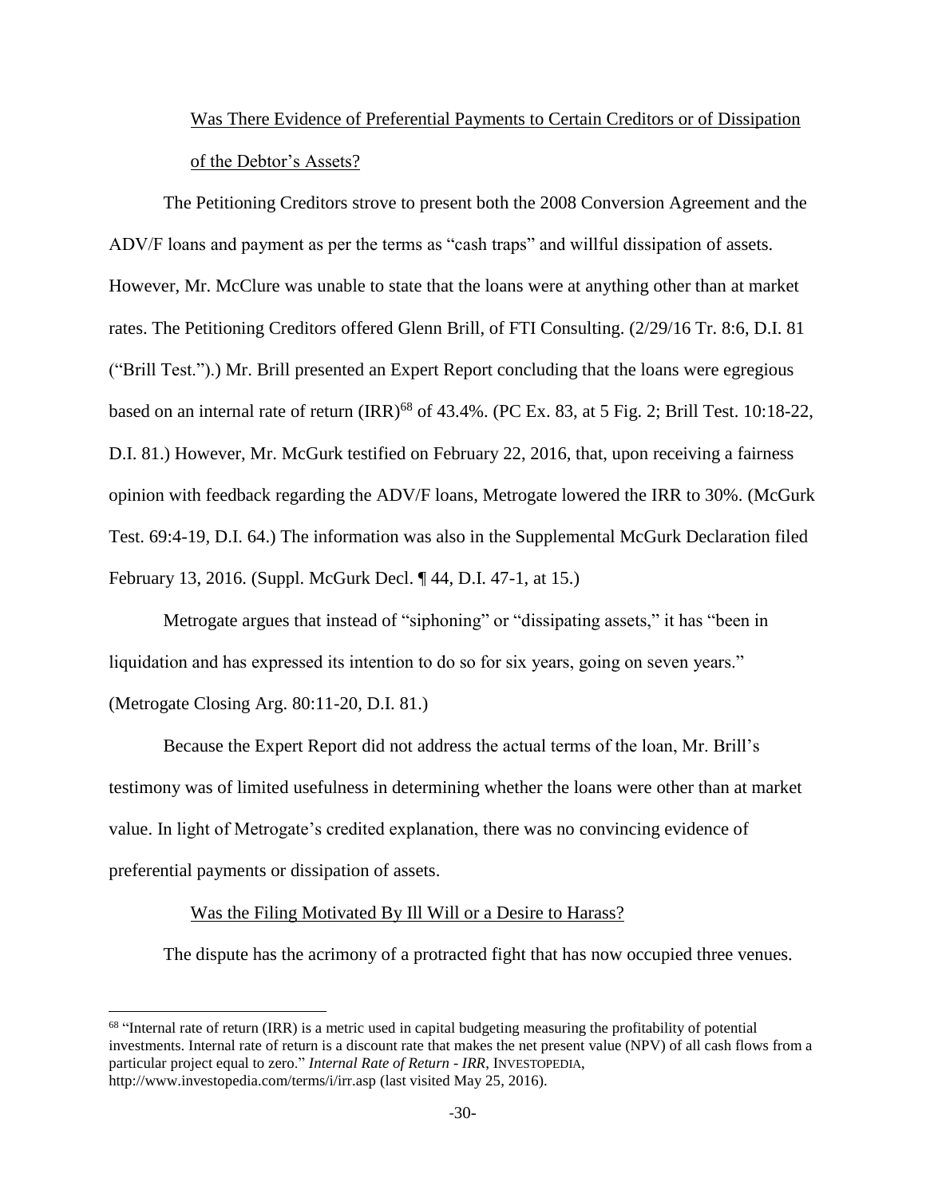Was There Evidence of Preferential Payments to Certain Creditors or of Dissipation of the Debtor's Assets?

The Petitioning Creditors strove to present both the 2008 Conversion Agreement and the ADV/F loans and payment as per the terms as "cash traps" and willful dissipation of assets. However, Mr. McClure was unable to state that the loans were at anything other than at market rates. The Petitioning Creditors offered Glenn Brill, of FTI Consulting. (2/29/16 Tr. 8:6, D.I. 81 ("Brill Test.").) Mr. Brill presented an Expert Report concluding that the loans were egregious based on an internal rate of return (IRR)[68] of 43.4%. (PC Ex. 83, at 5 Fig. 2; Brill Test. 10:18-22, D.I. 81.) However, Mr. McGurk testified on February 22, 2016, that, upon receiving a fairness opinion with feedback regarding the ADV/F loans, Metrogate lowered the IRR to 30%. (McGurk Test. 69:4-19, D.I. 64.) The information was also in the Supplemental McGurk Declaration filed February 13, 2016. (Suppl. McGurk Decl. ¶ 44, D.I. 47-1, at 15.)

Metrogate argues that instead of "siphoning" or "dissipating assets," it has "been in liquidation and has expressed its intention to do so for six years, going on seven years." (Metrogate Closing Arg. 80:11-20, D.I. 81.)

Because the Expert Report did not address the actual terms of the loan, Mr. Brill's testimony was of limited usefulness in determining whether the loans were other than at market value. In light of Metrogate's credited explanation, there was no convincing evidence of preferential payments or dissipation of assets.

Was the Filing Motivated By Ill Will or a Desire to Harass?

The dispute has the acrimony of a protracted fight that has now occupied three venues.

[68] "Internal rate of return (IRR) is a metric used in capital budgeting measuring the profitability of potential investments. Internal rate of return is a discount rate that makes the net present value (NPV) of all cash flows from a particular project equal to zero." *Internal Rate of Return - IRR*, INVESTOPEDIA, http://www.investopedia.com/terms/i/irr.asp (last visited May 25, 2016).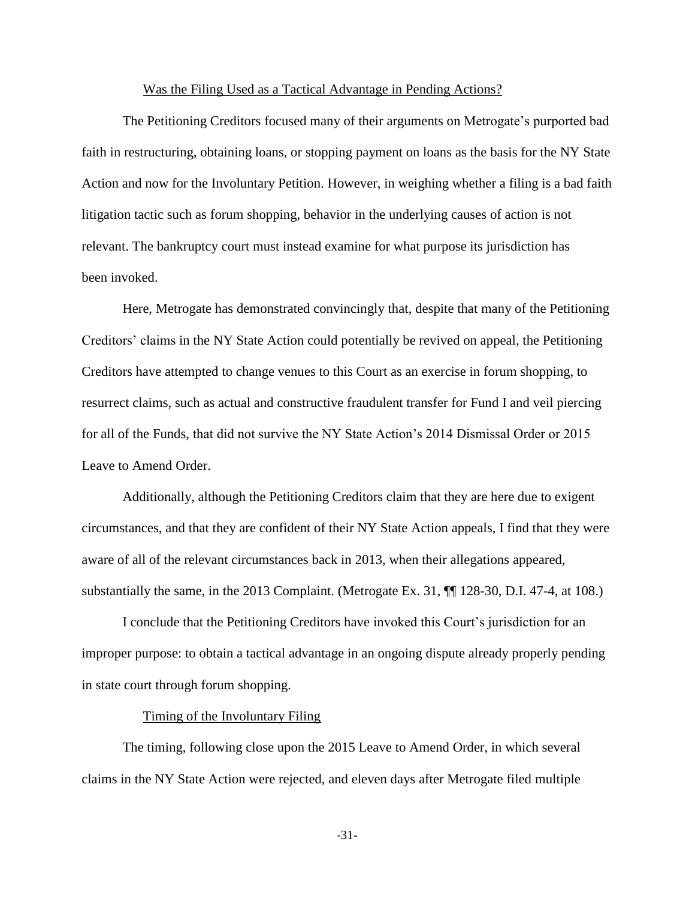Was the Filing Used as a Tactical Advantage in Pending Actions?

The Petitioning Creditors focused many of their arguments on Metrogate's purported bad faith in restructuring, obtaining loans, or stopping payment on loans as the basis for the NY State Action and now for the Involuntary Petition. However, in weighing whether a filing is a bad faith litigation tactic such as forum shopping, behavior in the underlying causes of action is not relevant. The bankruptcy court must instead examine for what purpose its jurisdiction has been invoked.

Here, Metrogate has demonstrated convincingly that, despite that many of the Petitioning Creditors' claims in the NY State Action could potentially be revived on appeal, the Petitioning Creditors have attempted to change venues to this Court as an exercise in forum shopping, to resurrect claims, such as actual and constructive fraudulent transfer for Fund I and veil piercing for all of the Funds, that did not survive the NY State Action's 2014 Dismissal Order or 2015 Leave to Amend Order.

Additionally, although the Petitioning Creditors claim that they are here due to exigent circumstances, and that they are confident of their NY State Action appeals, I find that they were aware of all of the relevant circumstances back in 2013, when their allegations appeared, substantially the same, in the 2013 Complaint. (Metrogate Ex. 31, ¶¶ 128-30, D.I. 47-4, at 108.)

I conclude that the Petitioning Creditors have invoked this Court's jurisdiction for an improper purpose: to obtain a tactical advantage in an ongoing dispute already properly pending in state court through forum shopping.

Timing of the Involuntary Filing

The timing, following close upon the 2015 Leave to Amend Order, in which several claims in the NY State Action were rejected, and eleven days after Metrogate filed multiple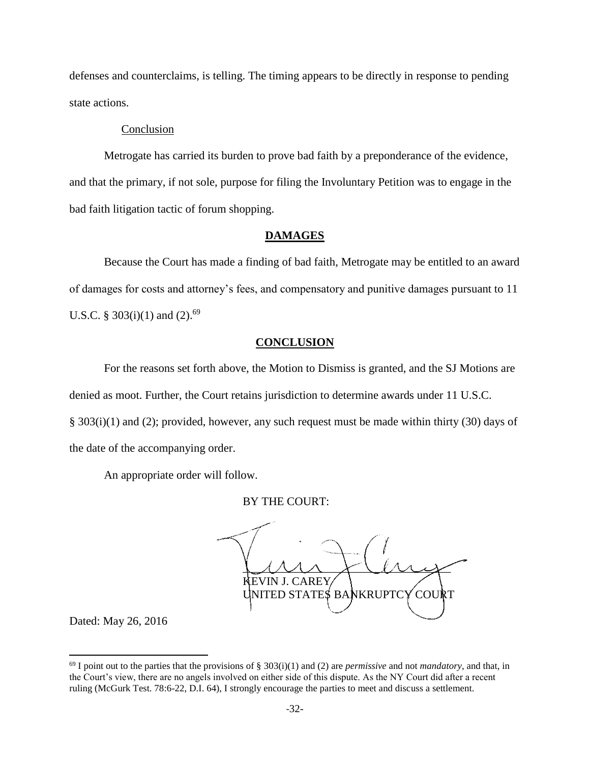defenses and counterclaims, is telling. The timing appears to be directly in response to pending state actions.

Conclusion

Metrogate has carried its burden to prove bad faith by a preponderance of the evidence, and that the primary, if not sole, purpose for filing the Involuntary Petition was to engage in the bad faith litigation tactic of forum shopping.

## DAMAGES

Because the Court has made a finding of bad faith, Metrogate may be entitled to an award of damages for costs and attorney's fees, and compensatory and punitive damages pursuant to 11 U.S.C. § 303(i)(1) and (2).[69]

## CONCLUSION

For the reasons set forth above, the Motion to Dismiss is granted, and the SJ Motions are denied as moot. Further, the Court retains jurisdiction to determine awards under 11 U.S.C. § 303(i)(1) and (2); provided, however, any such request must be made within thirty (30) days of the date of the accompanying order.

An appropriate order will follow.

BY THE COURT:

KEVIN J. CAREY
UNITED STATES BANKRUPTCY COURT

Dated: May 26, 2016

---

[69] I point out to the parties that the provisions of § 303(i)(1) and (2) are *permissive* and not *mandatory*, and that, in the Court's view, there are no angels involved on either side of this dispute. As the NY Court did after a recent ruling (McGurk Test. 78:6-22, D.I. 64), I strongly encourage the parties to meet and discuss a settlement.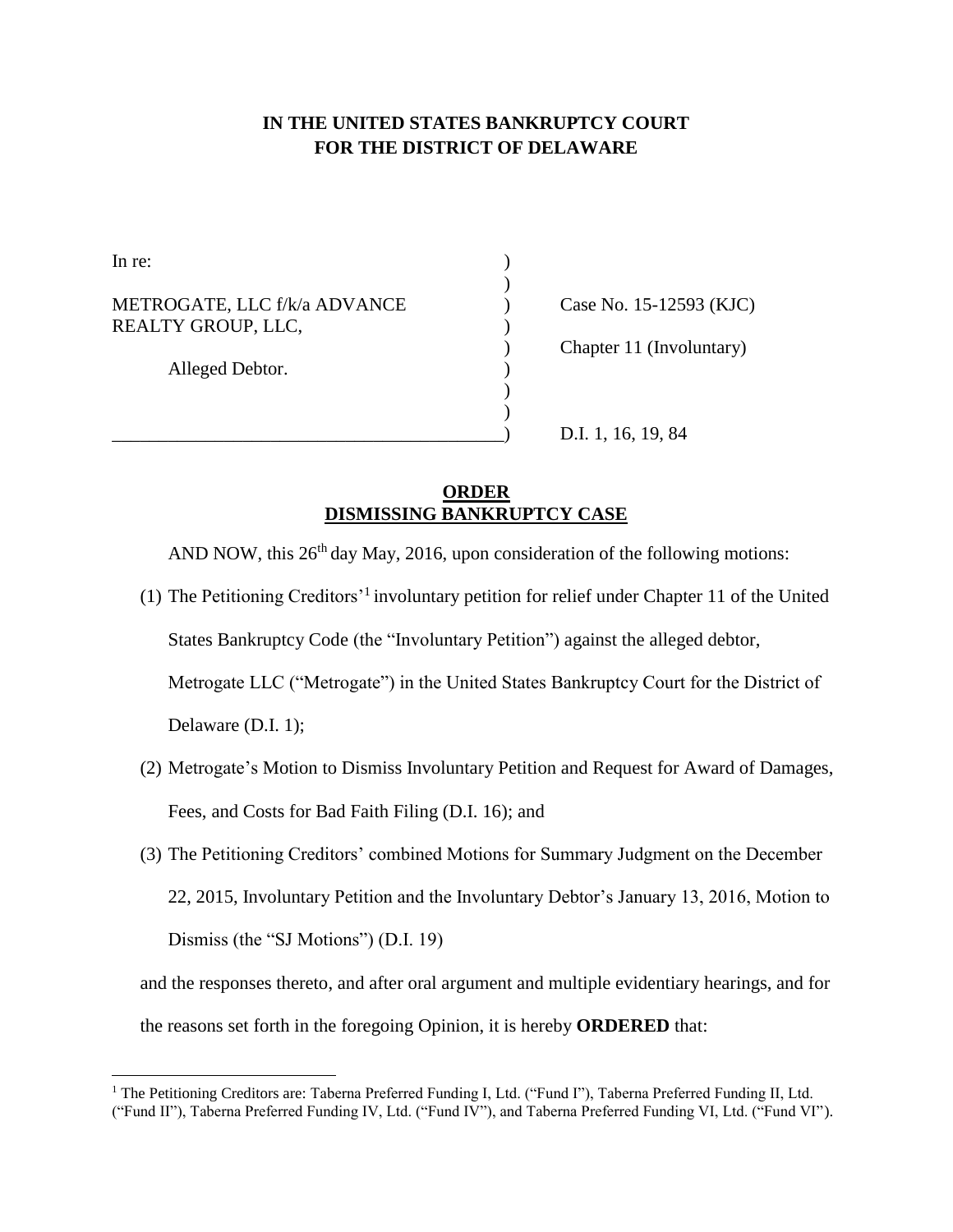**IN THE UNITED STATES BANKRUPTCY COURT**
**FOR THE DISTRICT OF DELAWARE**

| | | |
|---|---|---|
| In re: | ) | |
| | ) | |
| METROGATE, LLC f/k/a ADVANCE REALTY GROUP, LLC, | ) | Case No. 15-12593 (KJC) |
| | ) | Chapter 11 (Involuntary) |
| Alleged Debtor. | ) | |
| | ) | |
| | ) | D.I. 1, 16, 19, 84 |

**ORDER**
**DISMISSING BANKRUPTCY CASE**

AND NOW, this 26th day May, 2016, upon consideration of the following motions:

(1) The Petitioning Creditors'[1] involuntary petition for relief under Chapter 11 of the United States Bankruptcy Code (the "Involuntary Petition") against the alleged debtor, Metrogate LLC ("Metrogate") in the United States Bankruptcy Court for the District of Delaware (D.I. 1);

(2) Metrogate's Motion to Dismiss Involuntary Petition and Request for Award of Damages, Fees, and Costs for Bad Faith Filing (D.I. 16); and

(3) The Petitioning Creditors' combined Motions for Summary Judgment on the December 22, 2015, Involuntary Petition and the Involuntary Debtor's January 13, 2016, Motion to Dismiss (the "SJ Motions") (D.I. 19)

and the responses thereto, and after oral argument and multiple evidentiary hearings, and for the reasons set forth in the foregoing Opinion, it is hereby **ORDERED** that:

[1] The Petitioning Creditors are: Taberna Preferred Funding I, Ltd. ("Fund I"), Taberna Preferred Funding II, Ltd. ("Fund II"), Taberna Preferred Funding IV, Ltd. ("Fund IV"), and Taberna Preferred Funding VI, Ltd. ("Fund VI").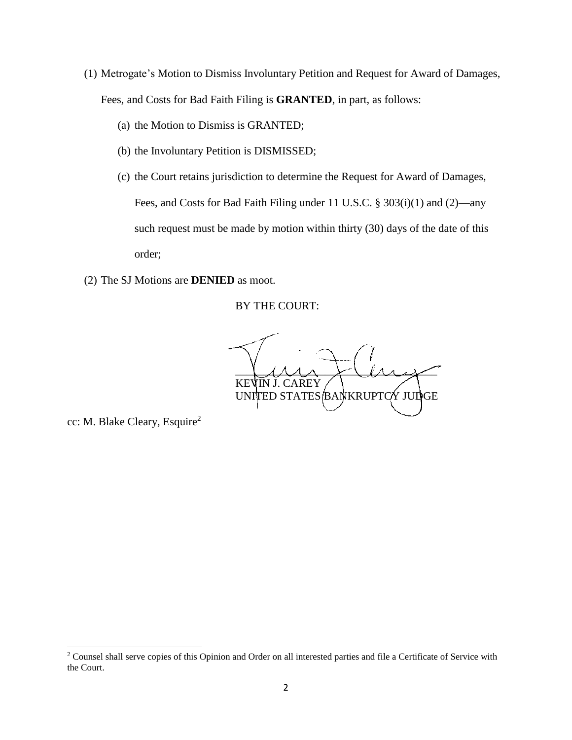(1) Metrogate's Motion to Dismiss Involuntary Petition and Request for Award of Damages, Fees, and Costs for Bad Faith Filing is **GRANTED**, in part, as follows:

   (a) the Motion to Dismiss is GRANTED;

   (b) the Involuntary Petition is DISMISSED;

   (c) the Court retains jurisdiction to determine the Request for Award of Damages, Fees, and Costs for Bad Faith Filing under 11 U.S.C. § 303(i)(1) and (2)—any such request must be made by motion within thirty (30) days of the date of this order;

(2) The SJ Motions are **DENIED** as moot.

BY THE COURT:

KEVIN J. CAREY
UNITED STATES BANKRUPTCY JUDGE

cc: M. Blake Cleary, Esquire[2]

[2] Counsel shall serve copies of this Opinion and Order on all interested parties and file a Certificate of Service with the Court.